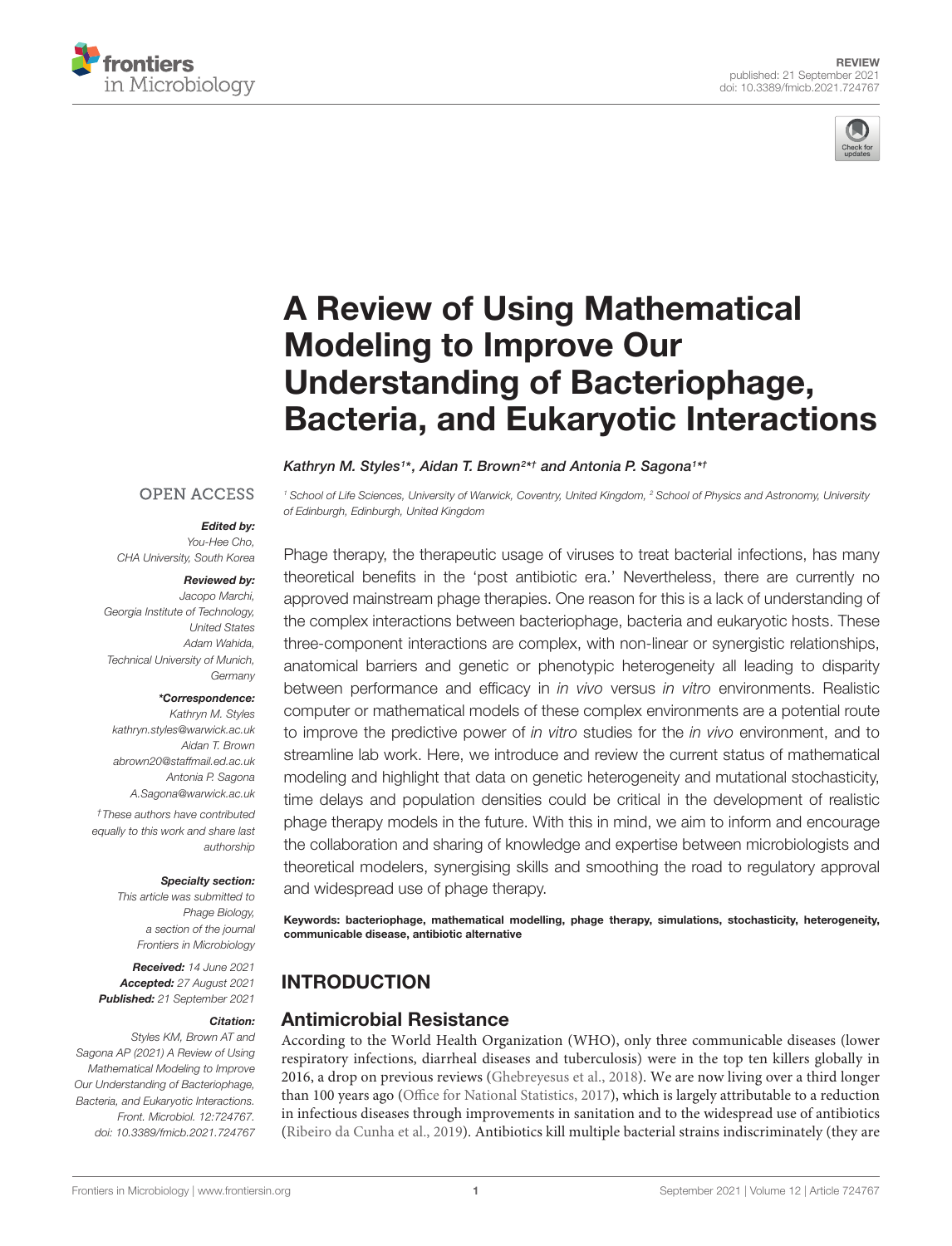REVIEW
published: 21 September 2021
doi: 10.3389/fmicb.2021.724767

# A Review of Using Mathematical Modeling to Improve Our Understanding of Bacteriophage, Bacteria, and Eukaryotic Interactions

*Kathryn M. Styles[1]\*, Aidan T. Brown[2]\*† and Antonia P. Sagona[1]\*†*

[1] School of Life Sciences, University of Warwick, Coventry, United Kingdom, [2] School of Physics and Astronomy, University of Edinburgh, Edinburgh, United Kingdom

OPEN ACCESS

***Edited by:***
You-Hee Cho,
CHA University, South Korea

***Reviewed by:***
Jacopo Marchi,
Georgia Institute of Technology,
United States
Adam Wahida,
Technical University of Munich,
Germany

***\*Correspondence:***
Kathryn M. Styles
kathryn.styles@warwick.ac.uk
Aidan T. Brown
abrown20@staffmail.ed.ac.uk
Antonia P. Sagona
A.Sagona@warwick.ac.uk

†These authors have contributed equally to this work and share last authorship

***Specialty section:***
This article was submitted to Phage Biology, a section of the journal Frontiers in Microbiology

***Received:*** 14 June 2021
***Accepted:*** 27 August 2021
***Published:*** 21 September 2021

***Citation:***
Styles KM, Brown AT and Sagona AP (2021) A Review of Using Mathematical Modeling to Improve Our Understanding of Bacteriophage, Bacteria, and Eukaryotic Interactions. Front. Microbiol. 12:724767. doi: 10.3389/fmicb.2021.724767

Phage therapy, the therapeutic usage of viruses to treat bacterial infections, has many theoretical benefits in the 'post antibiotic era.' Nevertheless, there are currently no approved mainstream phage therapies. One reason for this is a lack of understanding of the complex interactions between bacteriophage, bacteria and eukaryotic hosts. These three-component interactions are complex, with non-linear or synergistic relationships, anatomical barriers and genetic or phenotypic heterogeneity all leading to disparity between performance and efficacy in *in vivo* versus *in vitro* environments. Realistic computer or mathematical models of these complex environments are a potential route to improve the predictive power of *in vitro* studies for the *in vivo* environment, and to streamline lab work. Here, we introduce and review the current status of mathematical modeling and highlight that data on genetic heterogeneity and mutational stochasticity, time delays and population densities could be critical in the development of realistic phage therapy models in the future. With this in mind, we aim to inform and encourage the collaboration and sharing of knowledge and expertise between microbiologists and theoretical modelers, synergising skills and smoothing the road to regulatory approval and widespread use of phage therapy.

**Keywords: bacteriophage, mathematical modelling, phage therapy, simulations, stochasticity, heterogeneity, communicable disease, antibiotic alternative**

## INTRODUCTION

### Antimicrobial Resistance

According to the World Health Organization (WHO), only three communicable diseases (lower respiratory infections, diarrheal diseases and tuberculosis) were in the top ten killers globally in 2016, a drop on previous reviews (Ghebreyesus et al., 2018). We are now living over a third longer than 100 years ago (Office for National Statistics, 2017), which is largely attributable to a reduction in infectious diseases through improvements in sanitation and to the widespread use of antibiotics (Ribeiro da Cunha et al., 2019). Antibiotics kill multiple bacterial strains indiscriminately (they are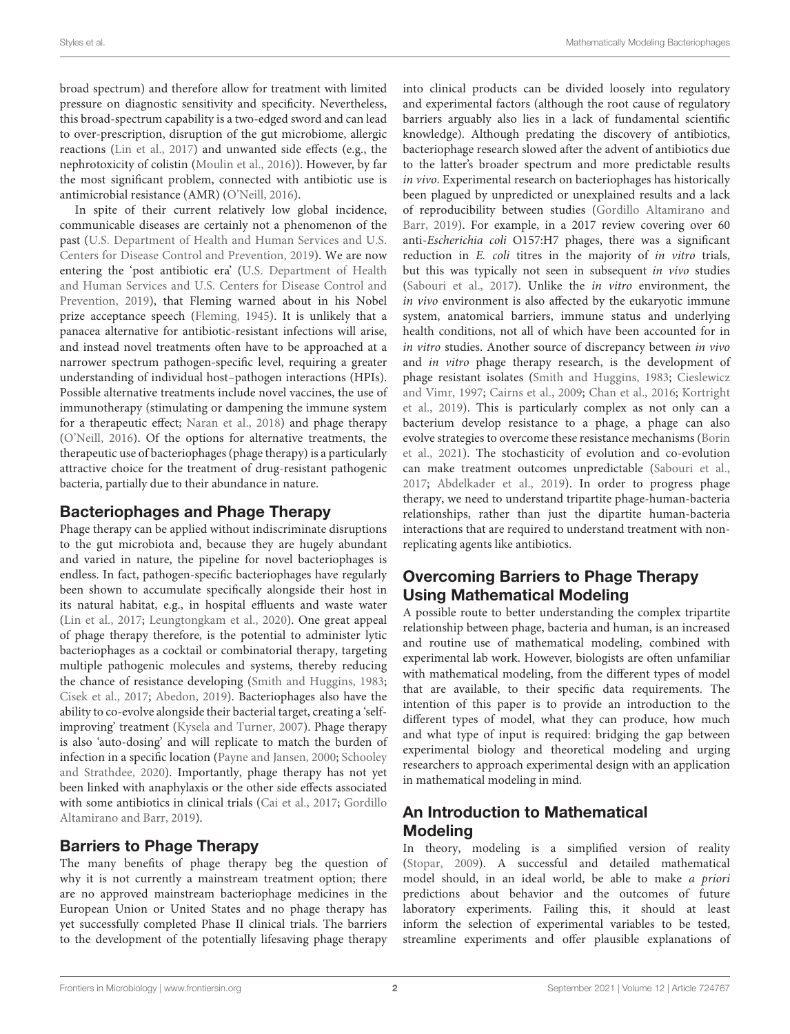broad spectrum) and therefore allow for treatment with limited pressure on diagnostic sensitivity and specificity. Nevertheless, this broad-spectrum capability is a two-edged sword and can lead to over-prescription, disruption of the gut microbiome, allergic reactions (Lin et al., 2017) and unwanted side effects (e.g., the nephrotoxicity of colistin (Moulin et al., 2016)). However, by far the most significant problem, connected with antibiotic use is antimicrobial resistance (AMR) (O'Neill, 2016).

In spite of their current relatively low global incidence, communicable diseases are certainly not a phenomenon of the past (U.S. Department of Health and Human Services and U.S. Centers for Disease Control and Prevention, 2019). We are now entering the 'post antibiotic era' (U.S. Department of Health and Human Services and U.S. Centers for Disease Control and Prevention, 2019), that Fleming warned about in his Nobel prize acceptance speech (Fleming, 1945). It is unlikely that a panacea alternative for antibiotic-resistant infections will arise, and instead novel treatments often have to be approached at a narrower spectrum pathogen-specific level, requiring a greater understanding of individual host–pathogen interactions (HPIs). Possible alternative treatments include novel vaccines, the use of immunotherapy (stimulating or dampening the immune system for a therapeutic effect; Naran et al., 2018) and phage therapy (O'Neill, 2016). Of the options for alternative treatments, the therapeutic use of bacteriophages (phage therapy) is a particularly attractive choice for the treatment of drug-resistant pathogenic bacteria, partially due to their abundance in nature.

## Bacteriophages and Phage Therapy

Phage therapy can be applied without indiscriminate disruptions to the gut microbiota and, because they are hugely abundant and varied in nature, the pipeline for novel bacteriophages is endless. In fact, pathogen-specific bacteriophages have regularly been shown to accumulate specifically alongside their host in its natural habitat, e.g., in hospital effluents and waste water (Lin et al., 2017; Leungtongkam et al., 2020). One great appeal of phage therapy therefore, is the potential to administer lytic bacteriophages as a cocktail or combinatorial therapy, targeting multiple pathogenic molecules and systems, thereby reducing the chance of resistance developing (Smith and Huggins, 1983; Cisek et al., 2017; Abedon, 2019). Bacteriophages also have the ability to co-evolve alongside their bacterial target, creating a 'self-improving' treatment (Kysela and Turner, 2007). Phage therapy is also 'auto-dosing' and will replicate to match the burden of infection in a specific location (Payne and Jansen, 2000; Schooley and Strathdee, 2020). Importantly, phage therapy has not yet been linked with anaphylaxis or the other side effects associated with some antibiotics in clinical trials (Cai et al., 2017; Gordillo Altamirano and Barr, 2019).

## Barriers to Phage Therapy

The many benefits of phage therapy beg the question of why it is not currently a mainstream treatment option; there are no approved mainstream bacteriophage medicines in the European Union or United States and no phage therapy has yet successfully completed Phase II clinical trials. The barriers to the development of the potentially lifesaving phage therapy into clinical products can be divided loosely into regulatory and experimental factors (although the root cause of regulatory barriers arguably also lies in a lack of fundamental scientific knowledge). Although predating the discovery of antibiotics, bacteriophage research slowed after the advent of antibiotics due to the latter's broader spectrum and more predictable results *in vivo*. Experimental research on bacteriophages has historically been plagued by unpredicted or unexplained results and a lack of reproducibility between studies (Gordillo Altamirano and Barr, 2019). For example, in a 2017 review covering over 60 anti-*Escherichia coli* O157:H7 phages, there was a significant reduction in *E. coli* titres in the majority of *in vitro* trials, but this was typically not seen in subsequent *in vivo* studies (Sabouri et al., 2017). Unlike the *in vitro* environment, the *in vivo* environment is also affected by the eukaryotic immune system, anatomical barriers, immune status and underlying health conditions, not all of which have been accounted for in *in vitro* studies. Another source of discrepancy between *in vivo* and *in vitro* phage therapy research, is the development of phage resistant isolates (Smith and Huggins, 1983; Cieslewicz and Vimr, 1997; Cairns et al., 2009; Chan et al., 2016; Kortright et al., 2019). This is particularly complex as not only can a bacterium develop resistance to a phage, a phage can also evolve strategies to overcome these resistance mechanisms (Borin et al., 2021). The stochasticity of evolution and co-evolution can make treatment outcomes unpredictable (Sabouri et al., 2017; Abdelkader et al., 2019). In order to progress phage therapy, we need to understand tripartite phage-human-bacteria relationships, rather than just the dipartite human-bacteria interactions that are required to understand treatment with non-replicating agents like antibiotics.

## Overcoming Barriers to Phage Therapy Using Mathematical Modeling

A possible route to better understanding the complex tripartite relationship between phage, bacteria and human, is an increased and routine use of mathematical modeling, combined with experimental lab work. However, biologists are often unfamiliar with mathematical modeling, from the different types of model that are available, to their specific data requirements. The intention of this paper is to provide an introduction to the different types of model, what they can produce, how much and what type of input is required: bridging the gap between experimental biology and theoretical modeling and urging researchers to approach experimental design with an application in mathematical modeling in mind.

## An Introduction to Mathematical Modeling

In theory, modeling is a simplified version of reality (Stopar, 2009). A successful and detailed mathematical model should, in an ideal world, be able to make *a priori* predictions about behavior and the outcomes of future laboratory experiments. Failing this, it should at least inform the selection of experimental variables to be tested, streamline experiments and offer plausible explanations of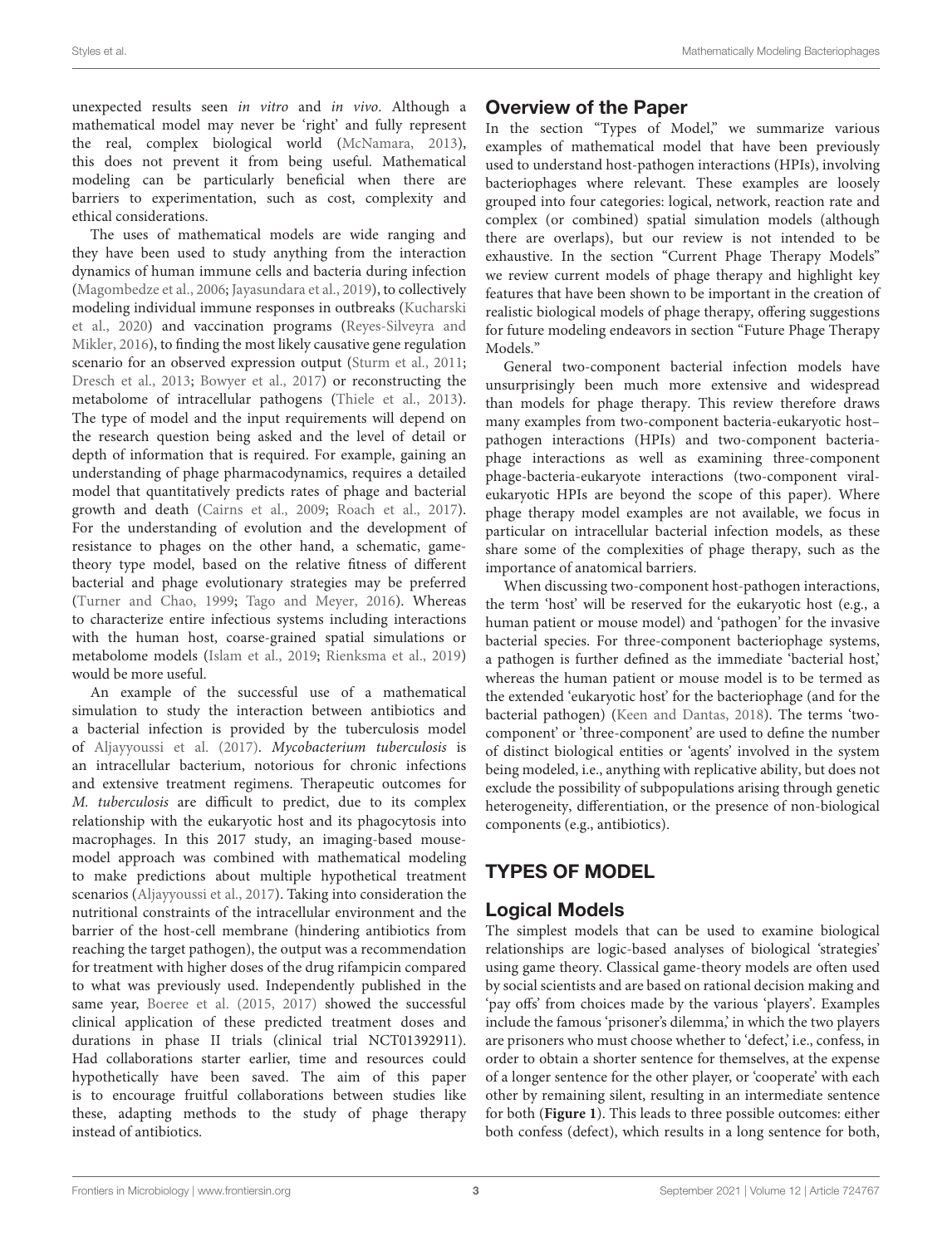unexpected results seen *in vitro* and *in vivo*. Although a mathematical model may never be 'right' and fully represent the real, complex biological world (McNamara, 2013), this does not prevent it from being useful. Mathematical modeling can be particularly beneficial when there are barriers to experimentation, such as cost, complexity and ethical considerations.

The uses of mathematical models are wide ranging and they have been used to study anything from the interaction dynamics of human immune cells and bacteria during infection (Magombedze et al., 2006; Jayasundara et al., 2019), to collectively modeling individual immune responses in outbreaks (Kucharski et al., 2020) and vaccination programs (Reyes-Silveyra and Mikler, 2016), to finding the most likely causative gene regulation scenario for an observed expression output (Sturm et al., 2011; Dresch et al., 2013; Bowyer et al., 2017) or reconstructing the metabolome of intracellular pathogens (Thiele et al., 2013). The type of model and the input requirements will depend on the research question being asked and the level of detail or depth of information that is required. For example, gaining an understanding of phage pharmacodynamics, requires a detailed model that quantitatively predicts rates of phage and bacterial growth and death (Cairns et al., 2009; Roach et al., 2017). For the understanding of evolution and the development of resistance to phages on the other hand, a schematic, game-theory type model, based on the relative fitness of different bacterial and phage evolutionary strategies may be preferred (Turner and Chao, 1999; Tago and Meyer, 2016). Whereas to characterize entire infectious systems including interactions with the human host, coarse-grained spatial simulations or metabolome models (Islam et al., 2019; Rienksma et al., 2019) would be more useful.

An example of the successful use of a mathematical simulation to study the interaction between antibiotics and a bacterial infection is provided by the tuberculosis model of Aljayyoussi et al. (2017). *Mycobacterium tuberculosis* is an intracellular bacterium, notorious for chronic infections and extensive treatment regimens. Therapeutic outcomes for *M. tuberculosis* are difficult to predict, due to its complex relationship with the eukaryotic host and its phagocytosis into macrophages. In this 2017 study, an imaging-based mouse-model approach was combined with mathematical modeling to make predictions about multiple hypothetical treatment scenarios (Aljayyoussi et al., 2017). Taking into consideration the nutritional constraints of the intracellular environment and the barrier of the host-cell membrane (hindering antibiotics from reaching the target pathogen), the output was a recommendation for treatment with higher doses of the drug rifampicin compared to what was previously used. Independently published in the same year, Boeree et al. (2015, 2017) showed the successful clinical application of these predicted treatment doses and durations in phase II trials (clinical trial NCT01392911). Had collaborations starter earlier, time and resources could hypothetically have been saved. The aim of this paper is to encourage fruitful collaborations between studies like these, adapting methods to the study of phage therapy instead of antibiotics.

## Overview of the Paper

In the section "Types of Model," we summarize various examples of mathematical model that have been previously used to understand host-pathogen interactions (HPIs), involving bacteriophages where relevant. These examples are loosely grouped into four categories: logical, network, reaction rate and complex (or combined) spatial simulation models (although there are overlaps), but our review is not intended to be exhaustive. In the section "Current Phage Therapy Models" we review current models of phage therapy and highlight key features that have been shown to be important in the creation of realistic biological models of phage therapy, offering suggestions for future modeling endeavors in section "Future Phage Therapy Models."

General two-component bacterial infection models have unsurprisingly been much more extensive and widespread than models for phage therapy. This review therefore draws many examples from two-component bacteria-eukaryotic host–pathogen interactions (HPIs) and two-component bacteria-phage interactions as well as examining three-component phage-bacteria-eukaryote interactions (two-component viral-eukaryotic HPIs are beyond the scope of this paper). Where phage therapy model examples are not available, we focus in particular on intracellular bacterial infection models, as these share some of the complexities of phage therapy, such as the importance of anatomical barriers.

When discussing two-component host-pathogen interactions, the term 'host' will be reserved for the eukaryotic host (e.g., a human patient or mouse model) and 'pathogen' for the invasive bacterial species. For three-component bacteriophage systems, a pathogen is further defined as the immediate 'bacterial host,' whereas the human patient or mouse model is to be termed as the extended 'eukaryotic host' for the bacteriophage (and for the bacterial pathogen) (Keen and Dantas, 2018). The terms 'two-component' or 'three-component' are used to define the number of distinct biological entities or 'agents' involved in the system being modeled, i.e., anything with replicative ability, but does not exclude the possibility of subpopulations arising through genetic heterogeneity, differentiation, or the presence of non-biological components (e.g., antibiotics).

# TYPES OF MODEL

## Logical Models

The simplest models that can be used to examine biological relationships are logic-based analyses of biological 'strategies' using game theory. Classical game-theory models are often used by social scientists and are based on rational decision making and 'pay offs' from choices made by the various 'players'. Examples include the famous 'prisoner's dilemma,' in which the two players are prisoners who must choose whether to 'defect,' i.e., confess, in order to obtain a shorter sentence for themselves, at the expense of a longer sentence for the other player, or 'cooperate' with each other by remaining silent, resulting in an intermediate sentence for both (**Figure 1**). This leads to three possible outcomes: either both confess (defect), which results in a long sentence for both,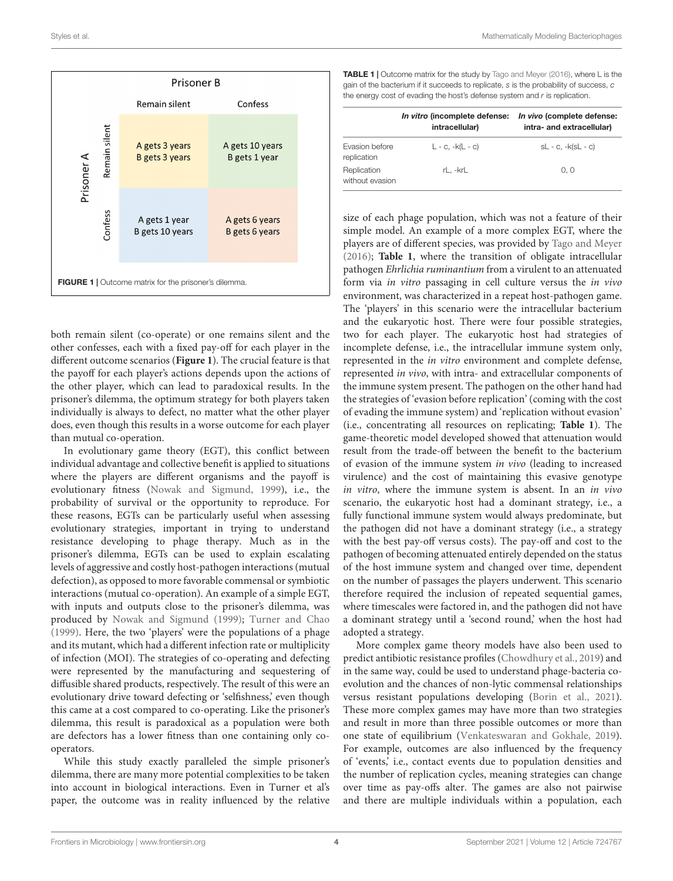| | Prisoner B | |
|---|---|---|
| **Prisoner A** | **Remain silent** | **Confess** |
| **Remain silent** | A gets 3 years<br>B gets 3 years | A gets 10 years<br>B gets 1 year |
| **Confess** | A gets 1 year<br>B gets 10 years | A gets 6 years<br>B gets 6 years |

**FIGURE 1 |** Outcome matrix for the prisoner's dilemma.

both remain silent (co-operate) or one remains silent and the other confesses, each with a fixed pay-off for each player in the different outcome scenarios (**Figure 1**). The crucial feature is that the payoff for each player's actions depends upon the actions of the other player, which can lead to paradoxical results. In the prisoner's dilemma, the optimum strategy for both players taken individually is always to defect, no matter what the other player does, even though this results in a worse outcome for each player than mutual co-operation.

In evolutionary game theory (EGT), this conflict between individual advantage and collective benefit is applied to situations where the players are different organisms and the payoff is evolutionary fitness (Nowak and Sigmund, 1999), i.e., the probability of survival or the opportunity to reproduce. For these reasons, EGTs can be particularly useful when assessing evolutionary strategies, important in trying to understand resistance developing to phage therapy. Much as in the prisoner's dilemma, EGTs can be used to explain escalating levels of aggressive and costly host-pathogen interactions (mutual defection), as opposed to more favorable commensal or symbiotic interactions (mutual co-operation). An example of a simple EGT, with inputs and outputs close to the prisoner's dilemma, was produced by Nowak and Sigmund (1999); Turner and Chao (1999). Here, the two 'players' were the populations of a phage and its mutant, which had a different infection rate or multiplicity of infection (MOI). The strategies of co-operating and defecting were represented by the manufacturing and sequestering of diffusible shared products, respectively. The result of this were an evolutionary drive toward defecting or 'selfishness,' even though this came at a cost compared to co-operating. Like the prisoner's dilemma, this result is paradoxical as a population were both are defectors has a lower fitness than one containing only co-operators.

While this study exactly paralleled the simple prisoner's dilemma, there are many more potential complexities to be taken into account in biological interactions. Even in Turner et al's paper, the outcome was in reality influenced by the relative size of each phage population, which was not a feature of their simple model. An example of a more complex EGT, where the players are of different species, was provided by Tago and Meyer (2016); **Table 1**, where the transition of obligate intracellular pathogen *Ehrlichia ruminantium* from a virulent to an attenuated form via *in vitro* passaging in cell culture versus the *in vivo* environment, was characterized in a repeat host-pathogen game. The 'players' in this scenario were the intracellular bacterium and the eukaryotic host. There were four possible strategies, two for each player. The eukaryotic host had strategies of incomplete defense, i.e., the intracellular immune system only, represented in the *in vitro* environment and complete defense, represented *in vivo*, with intra- and extracellular components of the immune system present. The pathogen on the other hand had the strategies of 'evasion before replication' (coming with the cost of evading the immune system) and 'replication without evasion' (i.e., concentrating all resources on replicating; **Table 1**). The game-theoretic model developed showed that attenuation would result from the trade-off between the benefit to the bacterium of evasion of the immune system *in vivo* (leading to increased virulence) and the cost of maintaining this evasive genotype *in vitro*, where the immune system is absent. In an *in vivo* scenario, the eukaryotic host had a dominant strategy, i.e., a fully functional immune system would always predominate, but the pathogen did not have a dominant strategy (i.e., a strategy with the best pay-off versus costs). The pay-off and cost to the pathogen of becoming attenuated entirely depended on the status of the host immune system and changed over time, dependent on the number of passages the players underwent. This scenario therefore required the inclusion of repeated sequential games, where timescales were factored in, and the pathogen did not have a dominant strategy until a 'second round,' when the host had adopted a strategy.

**TABLE 1 |** Outcome matrix for the study by Tago and Meyer (2016), where L is the gain of the bacterium if it succeeds to replicate, *s* is the probability of success, *c* the energy cost of evading the host's defense system and *r* is replication.

| | *In vitro* (incomplete defense: intracellular) | *In vivo* (complete defense: intra- and extracellular) |
|---|---|---|
| Evasion before replication | $L - c, -k(L - c)$ | $sL - c, -k(sL - c)$ |
| Replication without evasion | $rL, -krL$ | $0, 0$ |

More complex game theory models have also been used to predict antibiotic resistance profiles (Chowdhury et al., 2019) and in the same way, could be used to understand phage-bacteria co-evolution and the chances of non-lytic commensal relationships versus resistant populations developing (Borin et al., 2021). These more complex games may have more than two strategies and result in more than three possible outcomes or more than one state of equilibrium (Venkateswaran and Gokhale, 2019). For example, outcomes are also influenced by the frequency of 'events,' i.e., contact events due to population densities and the number of replication cycles, meaning strategies can change over time as pay-offs alter. The games are also not pairwise and there are multiple individuals within a population, each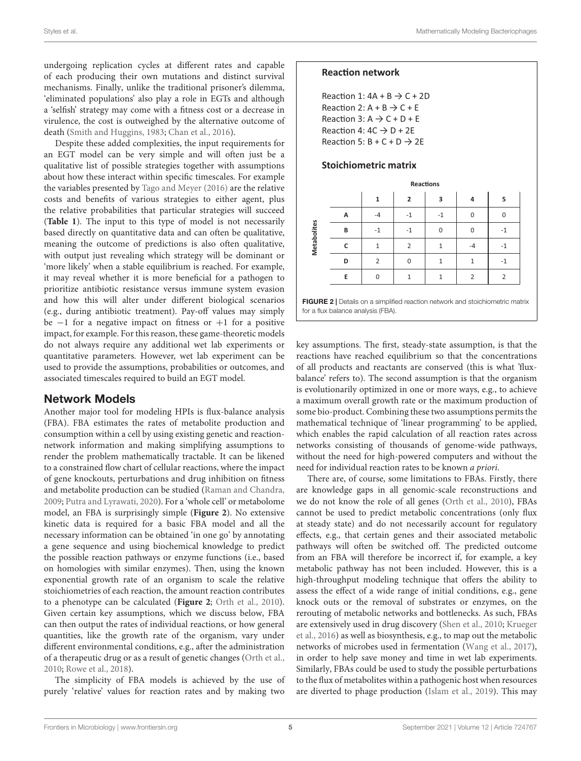undergoing replication cycles at different rates and capable of each producing their own mutations and distinct survival mechanisms. Finally, unlike the traditional prisoner's dilemma, 'eliminated populations' also play a role in EGTs and although a 'selfish' strategy may come with a fitness cost or a decrease in virulence, the cost is outweighed by the alternative outcome of death (Smith and Huggins, 1983; Chan et al., 2016).

Despite these added complexities, the input requirements for an EGT model can be very simple and will often just be a qualitative list of possible strategies together with assumptions about how these interact within specific timescales. For example the variables presented by Tago and Meyer (2016) are the relative costs and benefits of various strategies to either agent, plus the relative probabilities that particular strategies will succeed (**Table 1**). The input to this type of model is not necessarily based directly on quantitative data and can often be qualitative, meaning the outcome of predictions is also often qualitative, with output just revealing which strategy will be dominant or 'more likely' when a stable equilibrium is reached. For example, it may reveal whether it is more beneficial for a pathogen to prioritize antibiotic resistance versus immune system evasion and how this will alter under different biological scenarios (e.g., during antibiotic treatment). Pay-off values may simply be −1 for a negative impact on fitness or +1 for a positive impact, for example. For this reason, these game-theoretic models do not always require any additional wet lab experiments or quantitative parameters. However, wet lab experiment can be used to provide the assumptions, probabilities or outcomes, and associated timescales required to build an EGT model.

## Network Models

Another major tool for modeling HPIs is flux-balance analysis (FBA). FBA estimates the rates of metabolite production and consumption within a cell by using existing genetic and reaction-network information and making simplifying assumptions to render the problem mathematically tractable. It can be likened to a constrained flow chart of cellular reactions, where the impact of gene knockouts, perturbations and drug inhibition on fitness and metabolite production can be studied (Raman and Chandra, 2009; Putra and Lyrawati, 2020). For a 'whole cell' or metabolome model, an FBA is surprisingly simple (**Figure 2**). No extensive kinetic data is required for a basic FBA model and all the necessary information can be obtained 'in one go' by annotating a gene sequence and using biochemical knowledge to predict the possible reaction pathways or enzyme functions (i.e., based on homologies with similar enzymes). Then, using the known exponential growth rate of an organism to scale the relative stoichiometries of each reaction, the amount reaction contributes to a phenotype can be calculated (**Figure 2**; Orth et al., 2010). Given certain key assumptions, which we discuss below, FBA can then output the rates of individual reactions, or how general quantities, like the growth rate of the organism, vary under different environmental conditions, e.g., after the administration of a therapeutic drug or as a result of genetic changes (Orth et al., 2010; Rowe et al., 2018).

The simplicity of FBA models is achieved by the use of purely 'relative' values for reaction rates and by making two key assumptions. The first, steady-state assumption, is that the reactions have reached equilibrium so that the concentrations of all products and reactants are conserved (this is what 'flux-balance' refers to). The second assumption is that the organism is evolutionarily optimized in one or more ways, e.g., to achieve a maximum overall growth rate or the maximum production of some bio-product. Combining these two assumptions permits the mathematical technique of 'linear programming' to be applied, which enables the rapid calculation of all reaction rates across networks consisting of thousands of genome-wide pathways, without the need for high-powered computers and without the need for individual reaction rates to be known *a priori*.

**Reaction network**

Reaction 1: $4A + B \rightarrow C + 2D$
Reaction 2: $A + B \rightarrow C + E$
Reaction 3: $A \rightarrow C + D + E$
Reaction 4: $4C \rightarrow D + 2E$
Reaction 5: $B + C + D \rightarrow 2E$

**Stoichiometric matrix**

| Metabolites | Reactions 1 | 2 | 3 | 4 | 5 |
|---|---|---|---|---|---|
| A | -4 | -1 | -1 | 0 | 0 |
| B | -1 | -1 | 0 | 0 | -1 |
| C | 1 | 2 | 1 | -4 | -1 |
| D | 2 | 0 | 1 | 1 | -1 |
| E | 0 | 1 | 1 | 2 | 2 |

**FIGURE 2 |** Details on a simplified reaction network and stoichiometric matrix for a flux balance analysis (FBA).

There are, of course, some limitations to FBAs. Firstly, there are knowledge gaps in all genomic-scale reconstructions and we do not know the role of all genes (Orth et al., 2010), FBAs cannot be used to predict metabolic concentrations (only flux at steady state) and do not necessarily account for regulatory effects, e.g., that certain genes and their associated metabolic pathways will often be switched off. The predicted outcome from an FBA will therefore be incorrect if, for example, a key metabolic pathway has not been included. However, this is a high-throughput modeling technique that offers the ability to assess the effect of a wide range of initial conditions, e.g., gene knock outs or the removal of substrates or enzymes, on the rerouting of metabolic networks and bottlenecks. As such, FBAs are extensively used in drug discovery (Shen et al., 2010; Krueger et al., 2016) as well as biosynthesis, e.g., to map out the metabolic networks of microbes used in fermentation (Wang et al., 2017), in order to help save money and time in wet lab experiments. Similarly, FBAs could be used to study the possible perturbations to the flux of metabolites within a pathogenic host when resources are diverted to phage production (Islam et al., 2019). This may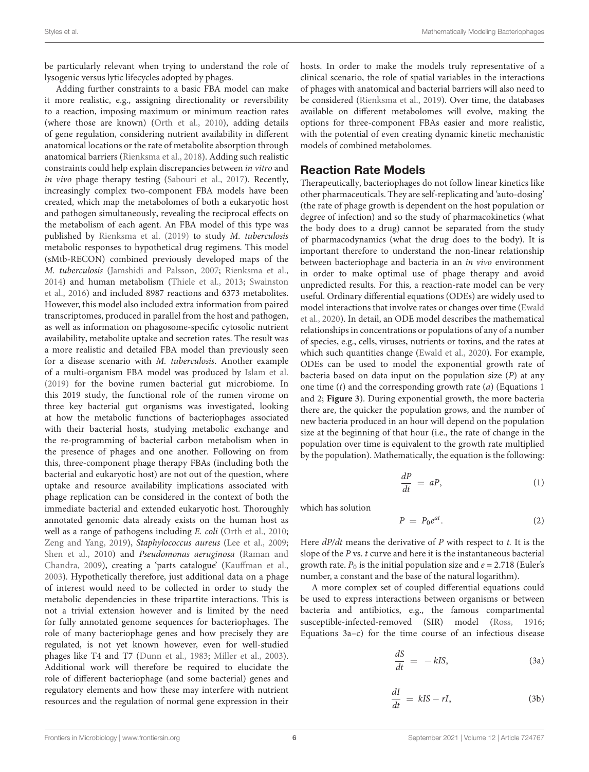be particularly relevant when trying to understand the role of lysogenic versus lytic lifecycles adopted by phages.

Adding further constraints to a basic FBA model can make it more realistic, e.g., assigning directionality or reversibility to a reaction, imposing maximum or minimum reaction rates (where those are known) (Orth et al., 2010), adding details of gene regulation, considering nutrient availability in different anatomical locations or the rate of metabolite absorption through anatomical barriers (Rienksma et al., 2018). Adding such realistic constraints could help explain discrepancies between *in vitro* and *in vivo* phage therapy testing (Sabouri et al., 2017). Recently, increasingly complex two-component FBA models have been created, which map the metabolomes of both a eukaryotic host and pathogen simultaneously, revealing the reciprocal effects on the metabolism of each agent. An FBA model of this type was published by Rienksma et al. (2019) to study *M. tuberculosis* metabolic responses to hypothetical drug regimens. This model (sMtb-RECON) combined previously developed maps of the *M. tuberculosis* (Jamshidi and Palsson, 2007; Rienksma et al., 2014) and human metabolism (Thiele et al., 2013; Swainston et al., 2016) and included 8987 reactions and 6373 metabolites. However, this model also included extra information from paired transcriptomes, produced in parallel from the host and pathogen, as well as information on phagosome-specific cytosolic nutrient availability, metabolite uptake and secretion rates. The result was a more realistic and detailed FBA model than previously seen for a disease scenario with *M. tuberculosis*. Another example of a multi-organism FBA model was produced by Islam et al. (2019) for the bovine rumen bacterial gut microbiome. In this 2019 study, the functional role of the rumen virome on three key bacterial gut organisms was investigated, looking at how the metabolic functions of bacteriophages associated with their bacterial hosts, studying metabolic exchange and the re-programming of bacterial carbon metabolism when in the presence of phages and one another. Following on from this, three-component phage therapy FBAs (including both the bacterial and eukaryotic host) are not out of the question, where uptake and resource availability implications associated with phage replication can be considered in the context of both the immediate bacterial and extended eukaryotic host. Thoroughly annotated genomic data already exists on the human host as well as a range of pathogens including *E. coli* (Orth et al., 2010; Zeng and Yang, 2019), *Staphylococcus aureus* (Lee et al., 2009; Shen et al., 2010) and *Pseudomonas aeruginosa* (Raman and Chandra, 2009), creating a 'parts catalogue' (Kauffman et al., 2003). Hypothetically therefore, just additional data on a phage of interest would need to be collected in order to study the metabolic dependencies in these tripartite interactions. This is not a trivial extension however and is limited by the need for fully annotated genome sequences for bacteriophages. The role of many bacteriophage genes and how precisely they are regulated, is not yet known however, even for well-studied phages like T4 and T7 (Dunn et al., 1983; Miller et al., 2003). Additional work will therefore be required to elucidate the role of different bacteriophage (and some bacterial) genes and regulatory elements and how these may interfere with nutrient resources and the regulation of normal gene expression in their hosts. In order to make the models truly representative of a clinical scenario, the role of spatial variables in the interactions of phages with anatomical and bacterial barriers will also need to be considered (Rienksma et al., 2019). Over time, the databases available on different metabolomes will evolve, making the options for three-component FBAs easier and more realistic, with the potential of even creating dynamic kinetic mechanistic models of combined metabolomes.

## Reaction Rate Models

Therapeutically, bacteriophages do not follow linear kinetics like other pharmaceuticals. They are self-replicating and 'auto-dosing' (the rate of phage growth is dependent on the host population or degree of infection) and so the study of pharmacokinetics (what the body does to a drug) cannot be separated from the study of pharmacodynamics (what the drug does to the body). It is important therefore to understand the non-linear relationship between bacteriophage and bacteria in an *in vivo* environment in order to make optimal use of phage therapy and avoid unpredicted results. For this, a reaction-rate model can be very useful. Ordinary differential equations (ODEs) are widely used to model interactions that involve rates or changes over time (Ewald et al., 2020). In detail, an ODE model describes the mathematical relationships in concentrations or populations of any of a number of species, e.g., cells, viruses, nutrients or toxins, and the rates at which such quantities change (Ewald et al., 2020). For example, ODEs can be used to model the exponential growth rate of bacteria based on data input on the population size ($P$) at any one time ($t$) and the corresponding growth rate ($a$) (Equations 1 and 2; **Figure 3**). During exponential growth, the more bacteria there are, the quicker the population grows, and the number of new bacteria produced in an hour will depend on the population size at the beginning of that hour (i.e., the rate of change in the population over time is equivalent to the growth rate multiplied by the population). Mathematically, the equation is the following:

$$\frac{dP}{dt} = aP, \tag{1}$$

which has solution

$$P = P_0 e^{at}. \tag{2}$$

Here $dP/dt$ means the derivative of $P$ with respect to $t$. It is the slope of the $P$ vs. $t$ curve and here it is the instantaneous bacterial growth rate. $P_0$ is the initial population size and $e = 2.718$ (Euler's number, a constant and the base of the natural logarithm).

A more complex set of coupled differential equations could be used to express interactions between organisms or between bacteria and antibiotics, e.g., the famous compartmental susceptible-infected-removed (SIR) model (Ross, 1916; Equations 3a–c) for the time course of an infectious disease

$$\frac{dS}{dt} = -kIS, \tag{3a}$$

$$\frac{dI}{dt} = kIS - rI, \tag{3b}$$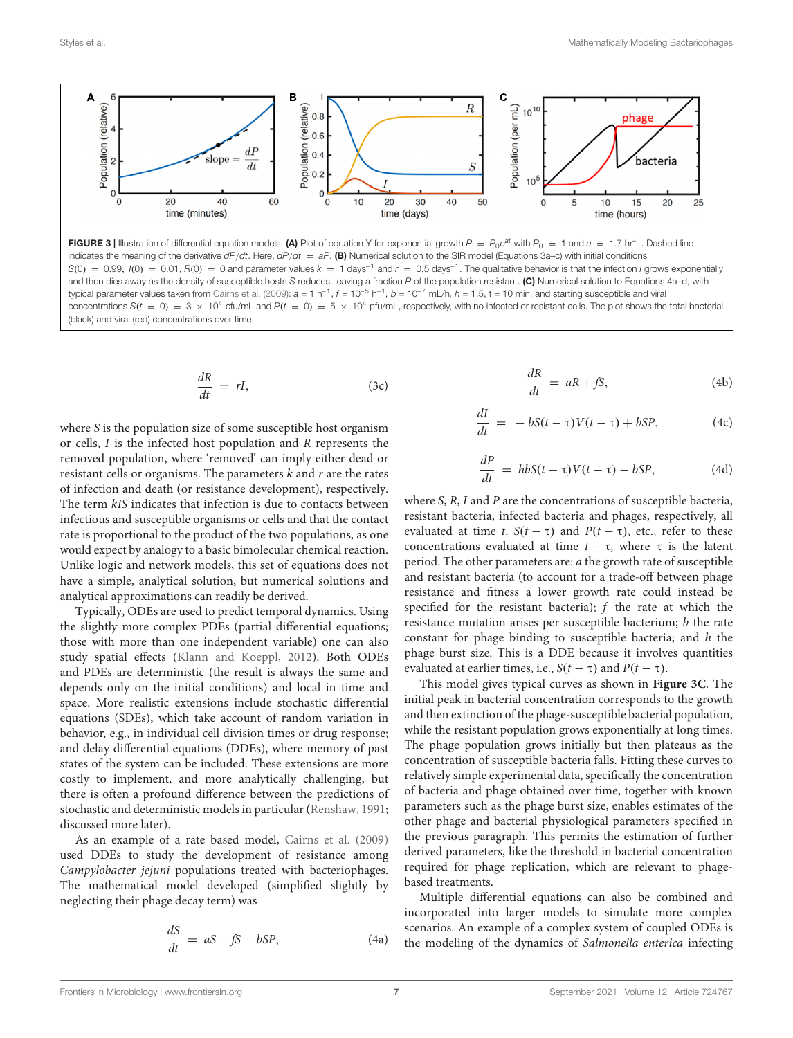FIGURE 3 | Illustration of differential equation models. **(A)** Plot of equation Y for exponential growth $P = P_0 e^{at}$ with $P_0 = 1$ and $a = 1.7\ \text{hr}^{-1}$. Dashed line indicates the meaning of the derivative $dP/dt$. Here, $dP/dt = aP$. **(B)** Numerical solution to the SIR model (Equations 3a–c) with initial conditions $S(0) = 0.99$, $I(0) = 0.01$, $R(0) = 0$ and parameter values $k = 1\ \text{days}^{-1}$ and $r = 0.5\ \text{days}^{-1}$. The qualitative behavior is that the infection $I$ grows exponentially and then dies away as the density of susceptible hosts $S$ reduces, leaving a fraction $R$ of the population resistant. **(C)** Numerical solution to Equations 4a–d, with typical parameter values taken from Cairns et al. (2009): $a = 1\ \text{h}^{-1}$, $f = 10^{-5}\ \text{h}^{-1}$, $b = 10^{-7}$ mL/h, $h = 1.5$, $\tau = 10$ min, and starting susceptible and viral concentrations $S(t = 0) = 3 \times 10^4$ cfu/mL and $P(t = 0) = 5 \times 10^4$ pfu/mL, respectively, with no infected or resistant cells. The plot shows the total bacterial (black) and viral (red) concentrations over time.

$$\frac{dR}{dt} = rI, \tag{3c}$$

where $S$ is the population size of some susceptible host organism or cells, $I$ is the infected host population and $R$ represents the removed population, where 'removed' can imply either dead or resistant cells or organisms. The parameters $k$ and $r$ are the rates of infection and death (or resistance development), respectively. The term $kIS$ indicates that infection is due to contacts between infectious and susceptible organisms or cells and that the contact rate is proportional to the product of the two populations, as one would expect by analogy to a basic bimolecular chemical reaction. Unlike logic and network models, this set of equations does not have a simple, analytical solution, but numerical solutions and analytical approximations can readily be derived.

Typically, ODEs are used to predict temporal dynamics. Using the slightly more complex PDEs (partial differential equations; those with more than one independent variable) one can also study spatial effects (Klann and Koeppl, 2012). Both ODEs and PDEs are deterministic (the result is always the same and depends only on the initial conditions) and local in time and space. More realistic extensions include stochastic differential equations (SDEs), which take account of random variation in behavior, e.g., in individual cell division times or drug response; and delay differential equations (DDEs), where memory of past states of the system can be included. These extensions are more costly to implement, and more analytically challenging, but there is often a profound difference between the predictions of stochastic and deterministic models in particular (Renshaw, 1991; discussed more later).

As an example of a rate based model, Cairns et al. (2009) used DDEs to study the development of resistance among *Campylobacter jejuni* populations treated with bacteriophages. The mathematical model developed (simplified slightly by neglecting their phage decay term) was

$$\frac{dS}{dt} = aS - fS - bSP, \tag{4a}$$

$$\frac{dR}{dt} = aR + fS, \tag{4b}$$

$$\frac{dI}{dt} = -bS(t-\tau)V(t-\tau) + bSP, \tag{4c}$$

$$\frac{dP}{dt} = hbS(t-\tau)V(t-\tau) - bSP, \tag{4d}$$

where $S$, $R$, $I$ and $P$ are the concentrations of susceptible bacteria, resistant bacteria, infected bacteria and phages, respectively, all evaluated at time $t$. $S(t-\tau)$ and $P(t-\tau)$, etc., refer to these concentrations evaluated at time $t-\tau$, where $\tau$ is the latent period. The other parameters are: $a$ the growth rate of susceptible and resistant bacteria (to account for a trade-off between phage resistance and fitness a lower growth rate could instead be specified for the resistant bacteria); $f$ the rate at which the resistance mutation arises per susceptible bacterium; $b$ the rate constant for phage binding to susceptible bacteria; and $h$ the phage burst size. This is a DDE because it involves quantities evaluated at earlier times, i.e., $S(t-\tau)$ and $P(t-\tau)$.

This model gives typical curves as shown in **Figure 3C**. The initial peak in bacterial concentration corresponds to the growth and then extinction of the phage-susceptible bacterial population, while the resistant population grows exponentially at long times. The phage population grows initially but then plateaus as the concentration of susceptible bacteria falls. Fitting these curves to relatively simple experimental data, specifically the concentration of bacteria and phage obtained over time, together with known parameters such as the phage burst size, enables estimates of the other phage and bacterial physiological parameters specified in the previous paragraph. This permits the estimation of further derived parameters, like the threshold in bacterial concentration required for phage replication, which are relevant to phage-based treatments.

Multiple differential equations can also be combined and incorporated into larger models to simulate more complex scenarios. An example of a complex system of coupled ODEs is the modeling of the dynamics of *Salmonella enterica* infecting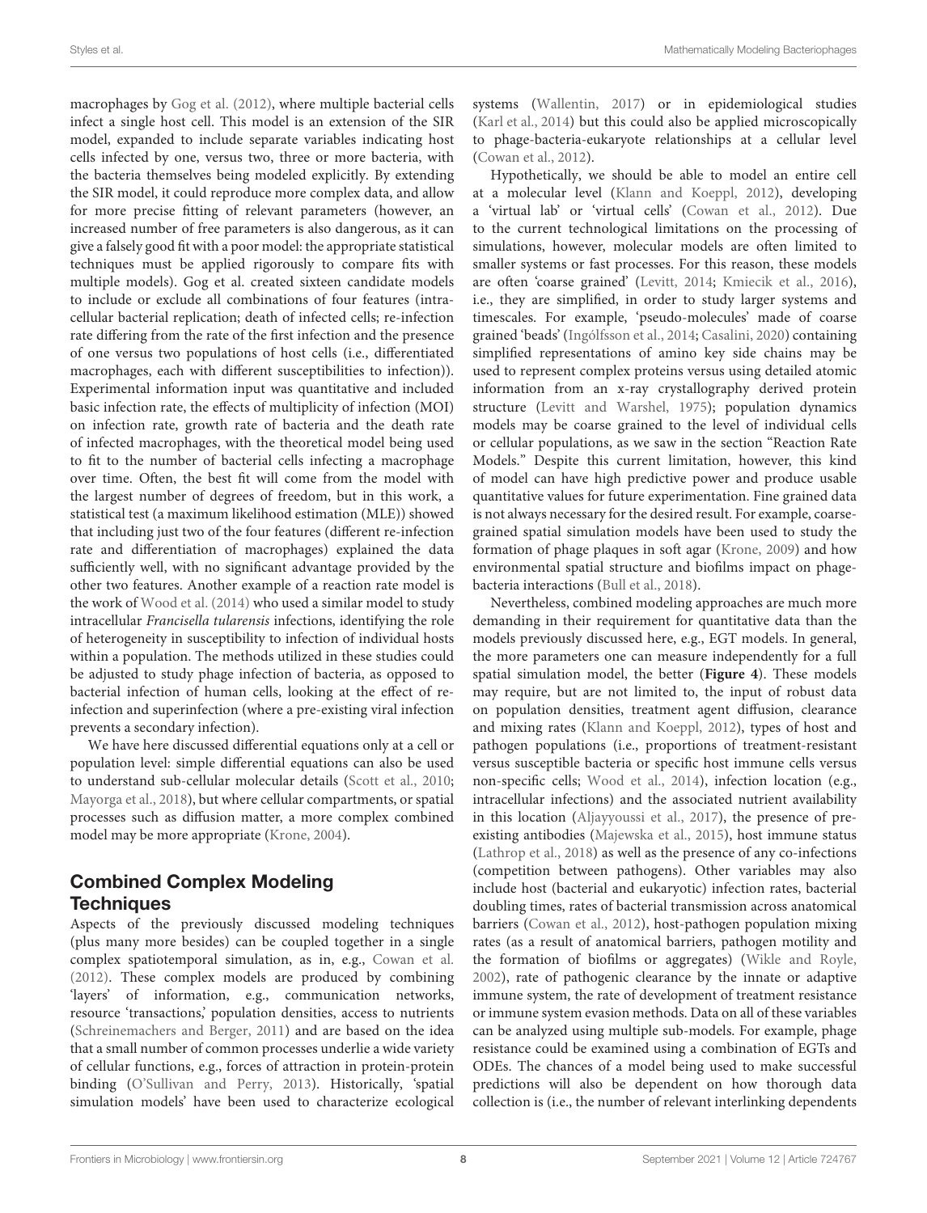macrophages by Gog et al. (2012), where multiple bacterial cells infect a single host cell. This model is an extension of the SIR model, expanded to include separate variables indicating host cells infected by one, versus two, three or more bacteria, with the bacteria themselves being modeled explicitly. By extending the SIR model, it could reproduce more complex data, and allow for more precise fitting of relevant parameters (however, an increased number of free parameters is also dangerous, as it can give a falsely good fit with a poor model: the appropriate statistical techniques must be applied rigorously to compare fits with multiple models). Gog et al. created sixteen candidate models to include or exclude all combinations of four features (intra-cellular bacterial replication; death of infected cells; re-infection rate differing from the rate of the first infection and the presence of one versus two populations of host cells (i.e., differentiated macrophages, each with different susceptibilities to infection)). Experimental information input was quantitative and included basic infection rate, the effects of multiplicity of infection (MOI) on infection rate, growth rate of bacteria and the death rate of infected macrophages, with the theoretical model being used to fit to the number of bacterial cells infecting a macrophage over time. Often, the best fit will come from the model with the largest number of degrees of freedom, but in this work, a statistical test (a maximum likelihood estimation (MLE)) showed that including just two of the four features (different re-infection rate and differentiation of macrophages) explained the data sufficiently well, with no significant advantage provided by the other two features. Another example of a reaction rate model is the work of Wood et al. (2014) who used a similar model to study intracellular *Francisella tularensis* infections, identifying the role of heterogeneity in susceptibility to infection of individual hosts within a population. The methods utilized in these studies could be adjusted to study phage infection of bacteria, as opposed to bacterial infection of human cells, looking at the effect of re-infection and superinfection (where a pre-existing viral infection prevents a secondary infection).

We have here discussed differential equations only at a cell or population level: simple differential equations can also be used to understand sub-cellular molecular details (Scott et al., 2010; Mayorga et al., 2018), but where cellular compartments, or spatial processes such as diffusion matter, a more complex combined model may be more appropriate (Krone, 2004).

## Combined Complex Modeling Techniques

Aspects of the previously discussed modeling techniques (plus many more besides) can be coupled together in a single complex spatiotemporal simulation, as in, e.g., Cowan et al. (2012). These complex models are produced by combining 'layers' of information, e.g., communication networks, resource 'transactions,' population densities, access to nutrients (Schreinemachers and Berger, 2011) and are based on the idea that a small number of common processes underlie a wide variety of cellular functions, e.g., forces of attraction in protein-protein binding (O'Sullivan and Perry, 2013). Historically, 'spatial simulation models' have been used to characterize ecological systems (Wallentin, 2017) or in epidemiological studies (Karl et al., 2014) but this could also be applied microscopically to phage-bacteria-eukaryote relationships at a cellular level (Cowan et al., 2012).

Hypothetically, we should be able to model an entire cell at a molecular level (Klann and Koeppl, 2012), developing a 'virtual lab' or 'virtual cells' (Cowan et al., 2012). Due to the current technological limitations on the processing of simulations, however, molecular models are often limited to smaller systems or fast processes. For this reason, these models are often 'coarse grained' (Levitt, 2014; Kmiecik et al., 2016), i.e., they are simplified, in order to study larger systems and timescales. For example, 'pseudo-molecules' made of coarse grained 'beads' (Ingólfsson et al., 2014; Casalini, 2020) containing simplified representations of amino key side chains may be used to represent complex proteins versus using detailed atomic information from an x-ray crystallography derived protein structure (Levitt and Warshel, 1975); population dynamics models may be coarse grained to the level of individual cells or cellular populations, as we saw in the section "Reaction Rate Models." Despite this current limitation, however, this kind of model can have high predictive power and produce usable quantitative values for future experimentation. Fine grained data is not always necessary for the desired result. For example, coarse-grained spatial simulation models have been used to study the formation of phage plaques in soft agar (Krone, 2009) and how environmental spatial structure and biofilms impact on phage-bacteria interactions (Bull et al., 2018).

Nevertheless, combined modeling approaches are much more demanding in their requirement for quantitative data than the models previously discussed here, e.g., EGT models. In general, the more parameters one can measure independently for a full spatial simulation model, the better (**Figure 4**). These models may require, but are not limited to, the input of robust data on population densities, treatment agent diffusion, clearance and mixing rates (Klann and Koeppl, 2012), types of host and pathogen populations (i.e., proportions of treatment-resistant versus susceptible bacteria or specific host immune cells versus non-specific cells; Wood et al., 2014), infection location (e.g., intracellular infections) and the associated nutrient availability in this location (Aljayyoussi et al., 2017), the presence of pre-existing antibodies (Majewska et al., 2015), host immune status (Lathrop et al., 2018) as well as the presence of any co-infections (competition between pathogens). Other variables may also include host (bacterial and eukaryotic) infection rates, bacterial doubling times, rates of bacterial transmission across anatomical barriers (Cowan et al., 2012), host-pathogen population mixing rates (as a result of anatomical barriers, pathogen motility and the formation of biofilms or aggregates) (Wikle and Royle, 2002), rate of pathogenic clearance by the innate or adaptive immune system, the rate of development of treatment resistance or immune system evasion methods. Data on all of these variables can be analyzed using multiple sub-models. For example, phage resistance could be examined using a combination of EGTs and ODEs. The chances of a model being used to make successful predictions will also be dependent on how thorough data collection is (i.e., the number of relevant interlinking dependents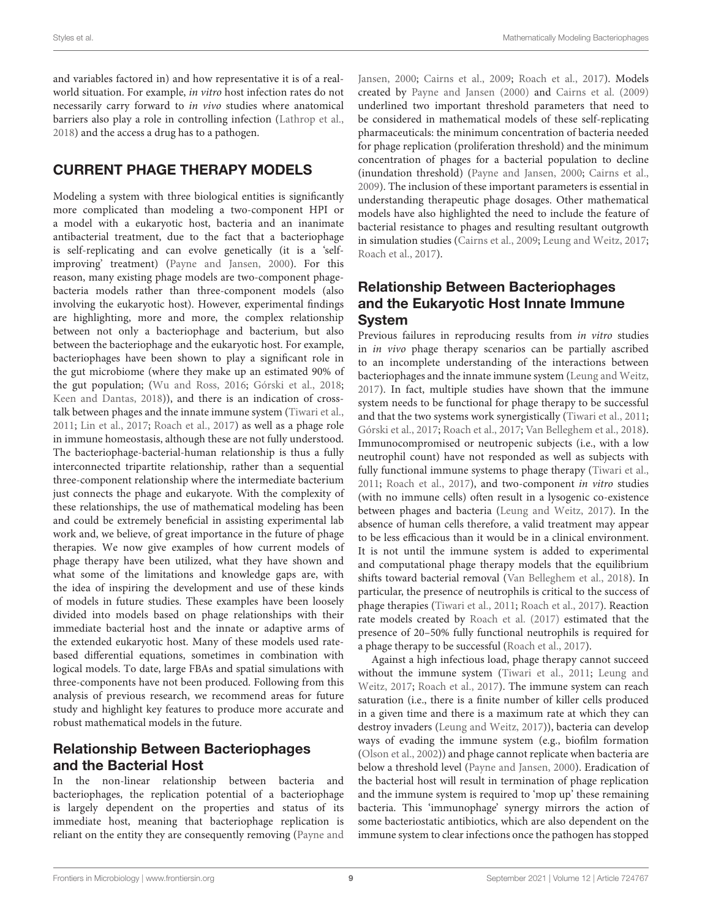and variables factored in) and how representative it is of a real-world situation. For example, *in vitro* host infection rates do not necessarily carry forward to *in vivo* studies where anatomical barriers also play a role in controlling infection (Lathrop et al., 2018) and the access a drug has to a pathogen.

## CURRENT PHAGE THERAPY MODELS

Modeling a system with three biological entities is significantly more complicated than modeling a two-component HPI or a model with a eukaryotic host, bacteria and an inanimate antibacterial treatment, due to the fact that a bacteriophage is self-replicating and can evolve genetically (it is a 'self-improving' treatment) (Payne and Jansen, 2000). For this reason, many existing phage models are two-component phage-bacteria models rather than three-component models (also involving the eukaryotic host). However, experimental findings are highlighting, more and more, the complex relationship between not only a bacteriophage and bacterium, but also between the bacteriophage and the eukaryotic host. For example, bacteriophages have been shown to play a significant role in the gut microbiome (where they make up an estimated 90% of the gut population; (Wu and Ross, 2016; Górski et al., 2018; Keen and Dantas, 2018)), and there is an indication of cross-talk between phages and the innate immune system (Tiwari et al., 2011; Lin et al., 2017; Roach et al., 2017) as well as a phage role in immune homeostasis, although these are not fully understood. The bacteriophage-bacterial-human relationship is thus a fully interconnected tripartite relationship, rather than a sequential three-component relationship where the intermediate bacterium just connects the phage and eukaryote. With the complexity of these relationships, the use of mathematical modeling has been and could be extremely beneficial in assisting experimental lab work and, we believe, of great importance in the future of phage therapies. We now give examples of how current models of phage therapy have been utilized, what they have shown and what some of the limitations and knowledge gaps are, with the idea of inspiring the development and use of these kinds of models in future studies. These examples have been loosely divided into models based on phage relationships with their immediate bacterial host and the innate or adaptive arms of the extended eukaryotic host. Many of these models used rate-based differential equations, sometimes in combination with logical models. To date, large FBAs and spatial simulations with three-components have not been produced. Following from this analysis of previous research, we recommend areas for future study and highlight key features to produce more accurate and robust mathematical models in the future.

### Relationship Between Bacteriophages and the Bacterial Host

In the non-linear relationship between bacteria and bacteriophages, the replication potential of a bacteriophage is largely dependent on the properties and status of its immediate host, meaning that bacteriophage replication is reliant on the entity they are consequently removing (Payne and Jansen, 2000; Cairns et al., 2009; Roach et al., 2017). Models created by Payne and Jansen (2000) and Cairns et al. (2009) underlined two important threshold parameters that need to be considered in mathematical models of these self-replicating pharmaceuticals: the minimum concentration of bacteria needed for phage replication (proliferation threshold) and the minimum concentration of phages for a bacterial population to decline (inundation threshold) (Payne and Jansen, 2000; Cairns et al., 2009). The inclusion of these important parameters is essential in understanding therapeutic phage dosages. Other mathematical models have also highlighted the need to include the feature of bacterial resistance to phages and resulting resultant outgrowth in simulation studies (Cairns et al., 2009; Leung and Weitz, 2017; Roach et al., 2017).

### Relationship Between Bacteriophages and the Eukaryotic Host Innate Immune System

Previous failures in reproducing results from *in vitro* studies in *in vivo* phage therapy scenarios can be partially ascribed to an incomplete understanding of the interactions between bacteriophages and the innate immune system (Leung and Weitz, 2017). In fact, multiple studies have shown that the immune system needs to be functional for phage therapy to be successful and that the two systems work synergistically (Tiwari et al., 2011; Górski et al., 2017; Roach et al., 2017; Van Belleghem et al., 2018). Immunocompromised or neutropenic subjects (i.e., with a low neutrophil count) have not responded as well as subjects with fully functional immune systems to phage therapy (Tiwari et al., 2011; Roach et al., 2017), and two-component *in vitro* studies (with no immune cells) often result in a lysogenic co-existence between phages and bacteria (Leung and Weitz, 2017). In the absence of human cells therefore, a valid treatment may appear to be less efficacious than it would be in a clinical environment. It is not until the immune system is added to experimental and computational phage therapy models that the equilibrium shifts toward bacterial removal (Van Belleghem et al., 2018). In particular, the presence of neutrophils is critical to the success of phage therapies (Tiwari et al., 2011; Roach et al., 2017). Reaction rate models created by Roach et al. (2017) estimated that the presence of 20–50% fully functional neutrophils is required for a phage therapy to be successful (Roach et al., 2017).

Against a high infectious load, phage therapy cannot succeed without the immune system (Tiwari et al., 2011; Leung and Weitz, 2017; Roach et al., 2017). The immune system can reach saturation (i.e., there is a finite number of killer cells produced in a given time and there is a maximum rate at which they can destroy invaders (Leung and Weitz, 2017)), bacteria can develop ways of evading the immune system (e.g., biofilm formation (Olson et al., 2002)) and phage cannot replicate when bacteria are below a threshold level (Payne and Jansen, 2000). Eradication of the bacterial host will result in termination of phage replication and the immune system is required to 'mop up' these remaining bacteria. This 'immunophage' synergy mirrors the action of some bacteriostatic antibiotics, which are also dependent on the immune system to clear infections once the pathogen has stopped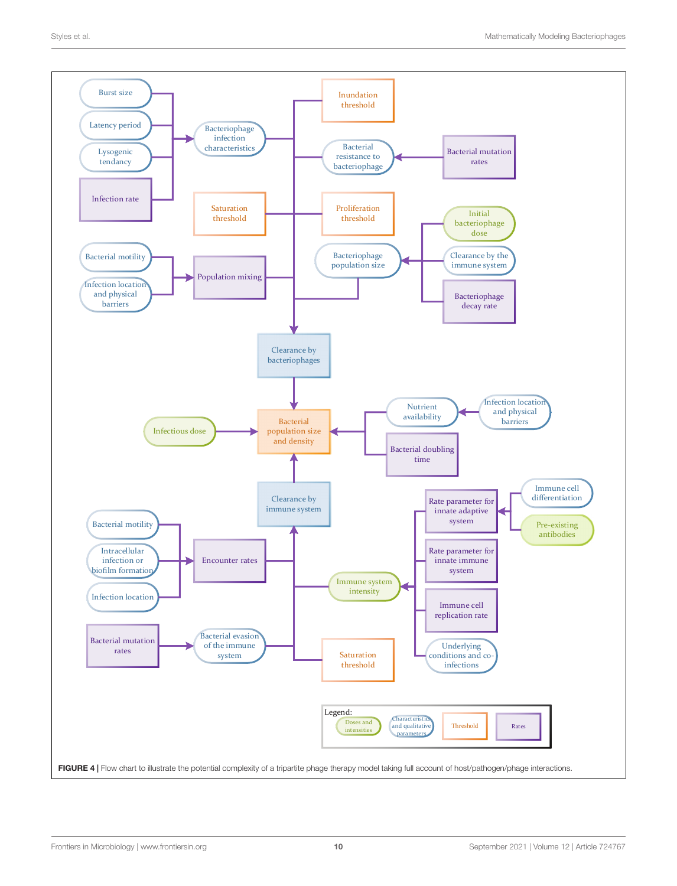**FIGURE 4 |** Flow chart to illustrate the potential complexity of a tripartite phage therapy model taking full account of host/pathogen/phage interactions.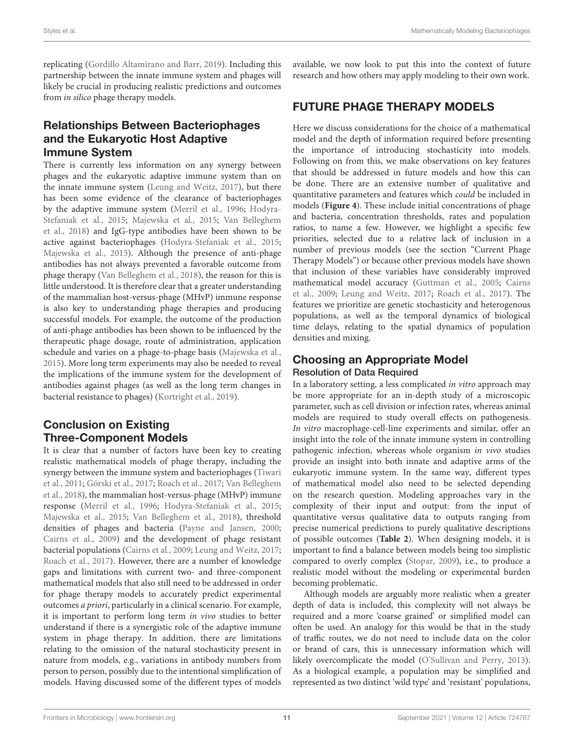replicating (Gordillo Altamirano and Barr, 2019). Including this partnership between the innate immune system and phages will likely be crucial in producing realistic predictions and outcomes from *in silico* phage therapy models.

### Relationships Between Bacteriophages and the Eukaryotic Host Adaptive Immune System

There is currently less information on any synergy between phages and the eukaryotic adaptive immune system than on the innate immune system (Leung and Weitz, 2017), but there has been some evidence of the clearance of bacteriophages by the adaptive immune system (Merril et al., 1996; Hodyra-Stefaniak et al., 2015; Majewska et al., 2015; Van Belleghem et al., 2018) and IgG-type antibodies have been shown to be active against bacteriophages (Hodyra-Stefaniak et al., 2015; Majewska et al., 2015). Although the presence of anti-phage antibodies has not always prevented a favorable outcome from phage therapy (Van Belleghem et al., 2018), the reason for this is little understood. It is therefore clear that a greater understanding of the mammalian host-versus-phage (MHvP) immune response is also key to understanding phage therapies and producing successful models. For example, the outcome of the production of anti-phage antibodies has been shown to be influenced by the therapeutic phage dosage, route of administration, application schedule and varies on a phage-to-phage basis (Majewska et al., 2015). More long term experiments may also be needed to reveal the implications of the immune system for the development of antibodies against phages (as well as the long term changes in bacterial resistance to phages) (Kortright et al., 2019).

### Conclusion on Existing Three-Component Models

It is clear that a number of factors have been key to creating realistic mathematical models of phage therapy, including the synergy between the immune system and bacteriophages (Tiwari et al., 2011; Górski et al., 2017; Roach et al., 2017; Van Belleghem et al., 2018), the mammalian host-versus-phage (MHvP) immune response (Merril et al., 1996; Hodyra-Stefaniak et al., 2015; Majewska et al., 2015; Van Belleghem et al., 2018), threshold densities of phages and bacteria (Payne and Jansen, 2000; Cairns et al., 2009) and the development of phage resistant bacterial populations (Cairns et al., 2009; Leung and Weitz, 2017; Roach et al., 2017). However, there are a number of knowledge gaps and limitations with current two- and three-component mathematical models that also still need to be addressed in order for phage therapy models to accurately predict experimental outcomes *a priori*, particularly in a clinical scenario. For example, it is important to perform long term *in vivo* studies to better understand if there is a synergistic role of the adaptive immune system in phage therapy. In addition, there are limitations relating to the omission of the natural stochasticity present in nature from models, e.g., variations in antibody numbers from person to person, possibly due to the intentional simplification of models. Having discussed some of the different types of models available, we now look to put this into the context of future research and how others may apply modeling to their own work.

## FUTURE PHAGE THERAPY MODELS

Here we discuss considerations for the choice of a mathematical model and the depth of information required before presenting the importance of introducing stochasticity into models. Following on from this, we make observations on key features that should be addressed in future models and how this can be done. There are an extensive number of qualitative and quantitative parameters and features which *could* be included in models (**Figure 4**). These include initial concentrations of phage and bacteria, concentration thresholds, rates and population ratios, to name a few. However, we highlight a specific few priorities, selected due to a relative lack of inclusion in a number of previous models (see the section "Current Phage Therapy Models") or because other previous models have shown that inclusion of these variables have considerably improved mathematical model accuracy (Guttman et al., 2005; Cairns et al., 2009; Leung and Weitz, 2017; Roach et al., 2017). The features we prioritize are genetic stochasticity and heterogenous populations, as well as the temporal dynamics of biological time delays, relating to the spatial dynamics of population densities and mixing.

### Choosing an Appropriate Model

#### Resolution of Data Required

In a laboratory setting, a less complicated *in vitro* approach may be more appropriate for an in-depth study of a microscopic parameter, such as cell division or infection rates, whereas animal models are required to study overall effects on pathogenesis. *In vitro* macrophage-cell-line experiments and similar, offer an insight into the role of the innate immune system in controlling pathogenic infection, whereas whole organism *in vivo* studies provide an insight into both innate and adaptive arms of the eukaryotic immune system. In the same way, different types of mathematical model also need to be selected depending on the research question. Modeling approaches vary in the complexity of their input and output: from the input of quantitative versus qualitative data to outputs ranging from precise numerical predictions to purely qualitative descriptions of possible outcomes (**Table 2**). When designing models, it is important to find a balance between models being too simplistic compared to overly complex (Stopar, 2009), i.e., to produce a realistic model without the modeling or experimental burden becoming problematic.

Although models are arguably more realistic when a greater depth of data is included, this complexity will not always be required and a more 'coarse grained' or simplified model can often be used. An analogy for this would be that in the study of traffic routes, we do not need to include data on the color or brand of cars, this is unnecessary information which will likely overcomplicate the model (O'Sullivan and Perry, 2013). As a biological example, a population may be simplified and represented as two distinct 'wild type' and 'resistant' populations,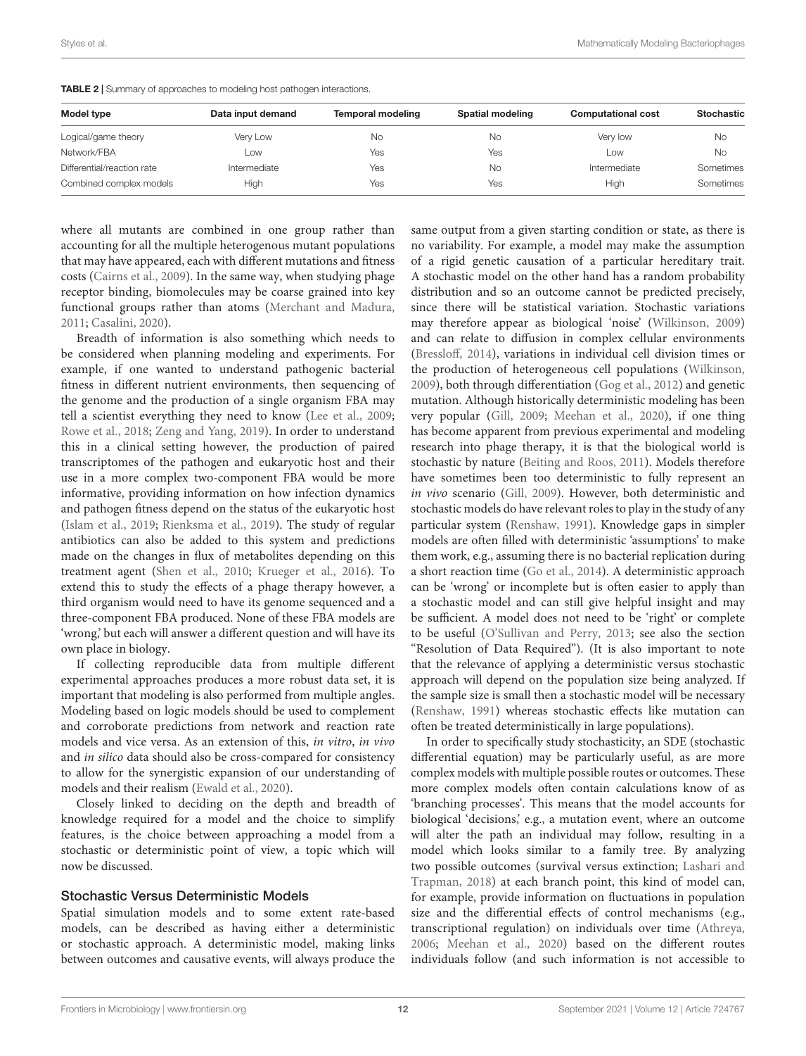**TABLE 2** | Summary of approaches to modeling host pathogen interactions.

| Model type | Data input demand | Temporal modeling | Spatial modeling | Computational cost | Stochastic |
|---|---|---|---|---|---|
| Logical/game theory | Very Low | No | No | Very low | No |
| Network/FBA | Low | Yes | Yes | Low | No |
| Differential/reaction rate | Intermediate | Yes | No | Intermediate | Sometimes |
| Combined complex models | High | Yes | Yes | High | Sometimes |

where all mutants are combined in one group rather than accounting for all the multiple heterogenous mutant populations that may have appeared, each with different mutations and fitness costs (Cairns et al., 2009). In the same way, when studying phage receptor binding, biomolecules may be coarse grained into key functional groups rather than atoms (Merchant and Madura, 2011; Casalini, 2020).

Breadth of information is also something which needs to be considered when planning modeling and experiments. For example, if one wanted to understand pathogenic bacterial fitness in different nutrient environments, then sequencing of the genome and the production of a single organism FBA may tell a scientist everything they need to know (Lee et al., 2009; Rowe et al., 2018; Zeng and Yang, 2019). In order to understand this in a clinical setting however, the production of paired transcriptomes of the pathogen and eukaryotic host and their use in a more complex two-component FBA would be more informative, providing information on how infection dynamics and pathogen fitness depend on the status of the eukaryotic host (Islam et al., 2019; Rienksma et al., 2019). The study of regular antibiotics can also be added to this system and predictions made on the changes in flux of metabolites depending on this treatment agent (Shen et al., 2010; Krueger et al., 2016). To extend this to study the effects of a phage therapy however, a third organism would need to have its genome sequenced and a three-component FBA produced. None of these FBA models are 'wrong,' but each will answer a different question and will have its own place in biology.

If collecting reproducible data from multiple different experimental approaches produces a more robust data set, it is important that modeling is also performed from multiple angles. Modeling based on logic models should be used to complement and corroborate predictions from network and reaction rate models and vice versa. As an extension of this, *in vitro*, *in vivo* and *in silico* data should also be cross-compared for consistency to allow for the synergistic expansion of our understanding of models and their realism (Ewald et al., 2020).

Closely linked to deciding on the depth and breadth of knowledge required for a model and the choice to simplify features, is the choice between approaching a model from a stochastic or deterministic point of view, a topic which will now be discussed.

### Stochastic Versus Deterministic Models

Spatial simulation models and to some extent rate-based models, can be described as having either a deterministic or stochastic approach. A deterministic model, making links between outcomes and causative events, will always produce the same output from a given starting condition or state, as there is no variability. For example, a model may make the assumption of a rigid genetic causation of a particular hereditary trait. A stochastic model on the other hand has a random probability distribution and so an outcome cannot be predicted precisely, since there will be statistical variation. Stochastic variations may therefore appear as biological 'noise' (Wilkinson, 2009) and can relate to diffusion in complex cellular environments (Bressloff, 2014), variations in individual cell division times or the production of heterogeneous cell populations (Wilkinson, 2009), both through differentiation (Gog et al., 2012) and genetic mutation. Although historically deterministic modeling has been very popular (Gill, 2009; Meehan et al., 2020), if one thing has become apparent from previous experimental and modeling research into phage therapy, it is that the biological world is stochastic by nature (Beiting and Roos, 2011). Models therefore have sometimes been too deterministic to fully represent an *in vivo* scenario (Gill, 2009). However, both deterministic and stochastic models do have relevant roles to play in the study of any particular system (Renshaw, 1991). Knowledge gaps in simpler models are often filled with deterministic 'assumptions' to make them work, e.g., assuming there is no bacterial replication during a short reaction time (Go et al., 2014). A deterministic approach can be 'wrong' or incomplete but is often easier to apply than a stochastic model and can still give helpful insight and may be sufficient. A model does not need to be 'right' or complete to be useful (O'Sullivan and Perry, 2013; see also the section "Resolution of Data Required"). (It is also important to note that the relevance of applying a deterministic versus stochastic approach will depend on the population size being analyzed. If the sample size is small then a stochastic model will be necessary (Renshaw, 1991) whereas stochastic effects like mutation can often be treated deterministically in large populations).

In order to specifically study stochasticity, an SDE (stochastic differential equation) may be particularly useful, as are more complex models with multiple possible routes or outcomes. These more complex models often contain calculations know of as 'branching processes'. This means that the model accounts for biological 'decisions,' e.g., a mutation event, where an outcome will alter the path an individual may follow, resulting in a model which looks similar to a family tree. By analyzing two possible outcomes (survival versus extinction; Lashari and Trapman, 2018) at each branch point, this kind of model can, for example, provide information on fluctuations in population size and the differential effects of control mechanisms (e.g., transcriptional regulation) on individuals over time (Athreya, 2006; Meehan et al., 2020) based on the different routes individuals follow (and such information is not accessible to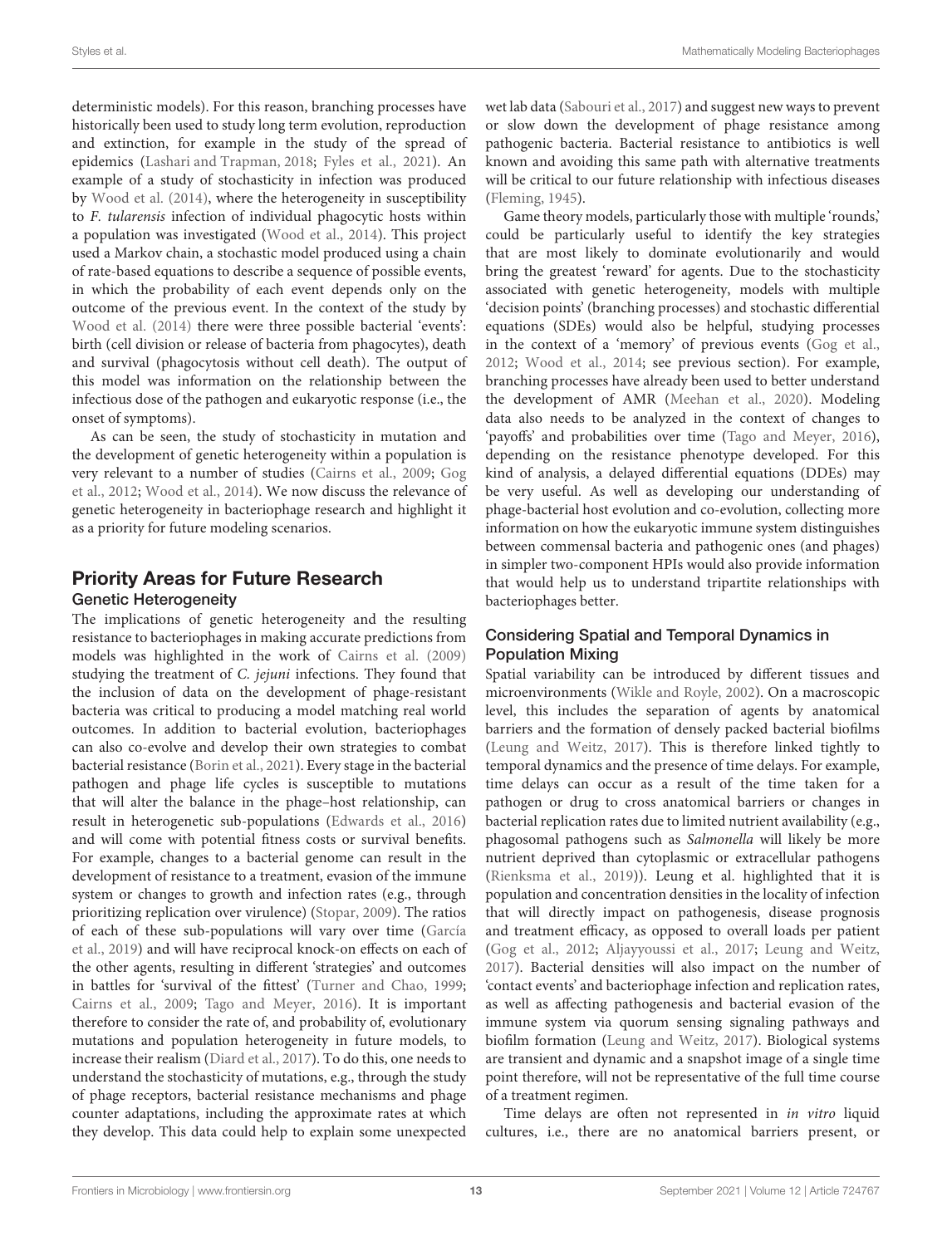deterministic models). For this reason, branching processes have historically been used to study long term evolution, reproduction and extinction, for example in the study of the spread of epidemics (Lashari and Trapman, 2018; Fyles et al., 2021). An example of a study of stochasticity in infection was produced by Wood et al. (2014), where the heterogeneity in susceptibility to *F. tularensis* infection of individual phagocytic hosts within a population was investigated (Wood et al., 2014). This project used a Markov chain, a stochastic model produced using a chain of rate-based equations to describe a sequence of possible events, in which the probability of each event depends only on the outcome of the previous event. In the context of the study by Wood et al. (2014) there were three possible bacterial 'events': birth (cell division or release of bacteria from phagocytes), death and survival (phagocytosis without cell death). The output of this model was information on the relationship between the infectious dose of the pathogen and eukaryotic response (i.e., the onset of symptoms).

As can be seen, the study of stochasticity in mutation and the development of genetic heterogeneity within a population is very relevant to a number of studies (Cairns et al., 2009; Gog et al., 2012; Wood et al., 2014). We now discuss the relevance of genetic heterogeneity in bacteriophage research and highlight it as a priority for future modeling scenarios.

## Priority Areas for Future Research

### Genetic Heterogeneity

The implications of genetic heterogeneity and the resulting resistance to bacteriophages in making accurate predictions from models was highlighted in the work of Cairns et al. (2009) studying the treatment of *C. jejuni* infections. They found that the inclusion of data on the development of phage-resistant bacteria was critical to producing a model matching real world outcomes. In addition to bacterial evolution, bacteriophages can also co-evolve and develop their own strategies to combat bacterial resistance (Borin et al., 2021). Every stage in the bacterial pathogen and phage life cycles is susceptible to mutations that will alter the balance in the phage–host relationship, can result in heterogenetic sub-populations (Edwards et al., 2016) and will come with potential fitness costs or survival benefits. For example, changes to a bacterial genome can result in the development of resistance to a treatment, evasion of the immune system or changes to growth and infection rates (e.g., through prioritizing replication over virulence) (Stopar, 2009). The ratios of each of these sub-populations will vary over time (García et al., 2019) and will have reciprocal knock-on effects on each of the other agents, resulting in different 'strategies' and outcomes in battles for 'survival of the fittest' (Turner and Chao, 1999; Cairns et al., 2009; Tago and Meyer, 2016). It is important therefore to consider the rate of, and probability of, evolutionary mutations and population heterogeneity in future models, to increase their realism (Diard et al., 2017). To do this, one needs to understand the stochasticity of mutations, e.g., through the study of phage receptors, bacterial resistance mechanisms and phage counter adaptations, including the approximate rates at which they develop. This data could help to explain some unexpected wet lab data (Sabouri et al., 2017) and suggest new ways to prevent or slow down the development of phage resistance among pathogenic bacteria. Bacterial resistance to antibiotics is well known and avoiding this same path with alternative treatments will be critical to our future relationship with infectious diseases (Fleming, 1945).

Game theory models, particularly those with multiple 'rounds,' could be particularly useful to identify the key strategies that are most likely to dominate evolutionarily and would bring the greatest 'reward' for agents. Due to the stochasticity associated with genetic heterogeneity, models with multiple 'decision points' (branching processes) and stochastic differential equations (SDEs) would also be helpful, studying processes in the context of a 'memory' of previous events (Gog et al., 2012; Wood et al., 2014; see previous section). For example, branching processes have already been used to better understand the development of AMR (Meehan et al., 2020). Modeling data also needs to be analyzed in the context of changes to 'payoffs' and probabilities over time (Tago and Meyer, 2016), depending on the resistance phenotype developed. For this kind of analysis, a delayed differential equations (DDEs) may be very useful. As well as developing our understanding of phage-bacterial host evolution and co-evolution, collecting more information on how the eukaryotic immune system distinguishes between commensal bacteria and pathogenic ones (and phages) in simpler two-component HPIs would also provide information that would help us to understand tripartite relationships with bacteriophages better.

### Considering Spatial and Temporal Dynamics in Population Mixing

Spatial variability can be introduced by different tissues and microenvironments (Wikle and Royle, 2002). On a macroscopic level, this includes the separation of agents by anatomical barriers and the formation of densely packed bacterial biofilms (Leung and Weitz, 2017). This is therefore linked tightly to temporal dynamics and the presence of time delays. For example, time delays can occur as a result of the time taken for a pathogen or drug to cross anatomical barriers or changes in bacterial replication rates due to limited nutrient availability (e.g., phagosomal pathogens such as *Salmonella* will likely be more nutrient deprived than cytoplasmic or extracellular pathogens (Rienksma et al., 2019)). Leung et al. highlighted that it is population and concentration densities in the locality of infection that will directly impact on pathogenesis, disease prognosis and treatment efficacy, as opposed to overall loads per patient (Gog et al., 2012; Aljayyoussi et al., 2017; Leung and Weitz, 2017). Bacterial densities will also impact on the number of 'contact events' and bacteriophage infection and replication rates, as well as affecting pathogenesis and bacterial evasion of the immune system via quorum sensing signaling pathways and biofilm formation (Leung and Weitz, 2017). Biological systems are transient and dynamic and a snapshot image of a single time point therefore, will not be representative of the full time course of a treatment regimen.

Time delays are often not represented in *in vitro* liquid cultures, i.e., there are no anatomical barriers present, or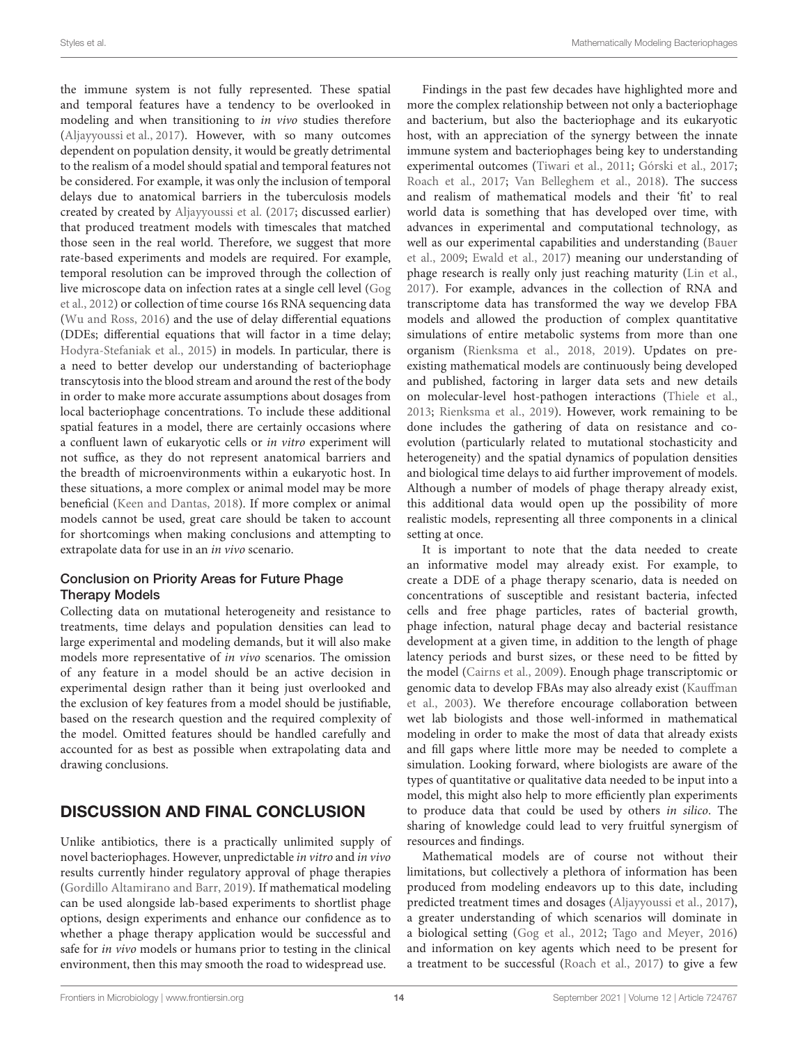the immune system is not fully represented. These spatial and temporal features have a tendency to be overlooked in modeling and when transitioning to *in vivo* studies therefore (Aljayyoussi et al., 2017). However, with so many outcomes dependent on population density, it would be greatly detrimental to the realism of a model should spatial and temporal features not be considered. For example, it was only the inclusion of temporal delays due to anatomical barriers in the tuberculosis models created by created by Aljayyoussi et al. (2017; discussed earlier) that produced treatment models with timescales that matched those seen in the real world. Therefore, we suggest that more rate-based experiments and models are required. For example, temporal resolution can be improved through the collection of live microscope data on infection rates at a single cell level (Gog et al., 2012) or collection of time course 16s RNA sequencing data (Wu and Ross, 2016) and the use of delay differential equations (DDEs; differential equations that will factor in a time delay; Hodyra-Stefaniak et al., 2015) in models. In particular, there is a need to better develop our understanding of bacteriophage transcytosis into the blood stream and around the rest of the body in order to make more accurate assumptions about dosages from local bacteriophage concentrations. To include these additional spatial features in a model, there are certainly occasions where a confluent lawn of eukaryotic cells or *in vitro* experiment will not suffice, as they do not represent anatomical barriers and the breadth of microenvironments within a eukaryotic host. In these situations, a more complex or animal model may be more beneficial (Keen and Dantas, 2018). If more complex or animal models cannot be used, great care should be taken to account for shortcomings when making conclusions and attempting to extrapolate data for use in an *in vivo* scenario.

### Conclusion on Priority Areas for Future Phage Therapy Models

Collecting data on mutational heterogeneity and resistance to treatments, time delays and population densities can lead to large experimental and modeling demands, but it will also make models more representative of *in vivo* scenarios. The omission of any feature in a model should be an active decision in experimental design rather than it being just overlooked and the exclusion of key features from a model should be justifiable, based on the research question and the required complexity of the model. Omitted features should be handled carefully and accounted for as best as possible when extrapolating data and drawing conclusions.

## DISCUSSION AND FINAL CONCLUSION

Unlike antibiotics, there is a practically unlimited supply of novel bacteriophages. However, unpredictable *in vitro* and *in vivo* results currently hinder regulatory approval of phage therapies (Gordillo Altamirano and Barr, 2019). If mathematical modeling can be used alongside lab-based experiments to shortlist phage options, design experiments and enhance our confidence as to whether a phage therapy application would be successful and safe for *in vivo* models or humans prior to testing in the clinical environment, then this may smooth the road to widespread use.

Findings in the past few decades have highlighted more and more the complex relationship between not only a bacteriophage and bacterium, but also the bacteriophage and its eukaryotic host, with an appreciation of the synergy between the innate immune system and bacteriophages being key to understanding experimental outcomes (Tiwari et al., 2011; Górski et al., 2017; Roach et al., 2017; Van Belleghem et al., 2018). The success and realism of mathematical models and their 'fit' to real world data is something that has developed over time, with advances in experimental and computational technology, as well as our experimental capabilities and understanding (Bauer et al., 2009; Ewald et al., 2017) meaning our understanding of phage research is really only just reaching maturity (Lin et al., 2017). For example, advances in the collection of RNA and transcriptome data has transformed the way we develop FBA models and allowed the production of complex quantitative simulations of entire metabolic systems from more than one organism (Rienksma et al., 2018, 2019). Updates on pre-existing mathematical models are continuously being developed and published, factoring in larger data sets and new details on molecular-level host-pathogen interactions (Thiele et al., 2013; Rienksma et al., 2019). However, work remaining to be done includes the gathering of data on resistance and co-evolution (particularly related to mutational stochasticity and heterogeneity) and the spatial dynamics of population densities and biological time delays to aid further improvement of models. Although a number of models of phage therapy already exist, this additional data would open up the possibility of more realistic models, representing all three components in a clinical setting at once.

It is important to note that the data needed to create an informative model may already exist. For example, to create a DDE of a phage therapy scenario, data is needed on concentrations of susceptible and resistant bacteria, infected cells and free phage particles, rates of bacterial growth, phage infection, natural phage decay and bacterial resistance development at a given time, in addition to the length of phage latency periods and burst sizes, or these need to be fitted by the model (Cairns et al., 2009). Enough phage transcriptomic or genomic data to develop FBAs may also already exist (Kauffman et al., 2003). We therefore encourage collaboration between wet lab biologists and those well-informed in mathematical modeling in order to make the most of data that already exists and fill gaps where little more may be needed to complete a simulation. Looking forward, where biologists are aware of the types of quantitative or qualitative data needed to be input into a model, this might also help to more efficiently plan experiments to produce data that could be used by others *in silico*. The sharing of knowledge could lead to very fruitful synergism of resources and findings.

Mathematical models are of course not without their limitations, but collectively a plethora of information has been produced from modeling endeavors up to this date, including predicted treatment times and dosages (Aljayyoussi et al., 2017), a greater understanding of which scenarios will dominate in a biological setting (Gog et al., 2012; Tago and Meyer, 2016) and information on key agents which need to be present for a treatment to be successful (Roach et al., 2017) to give a few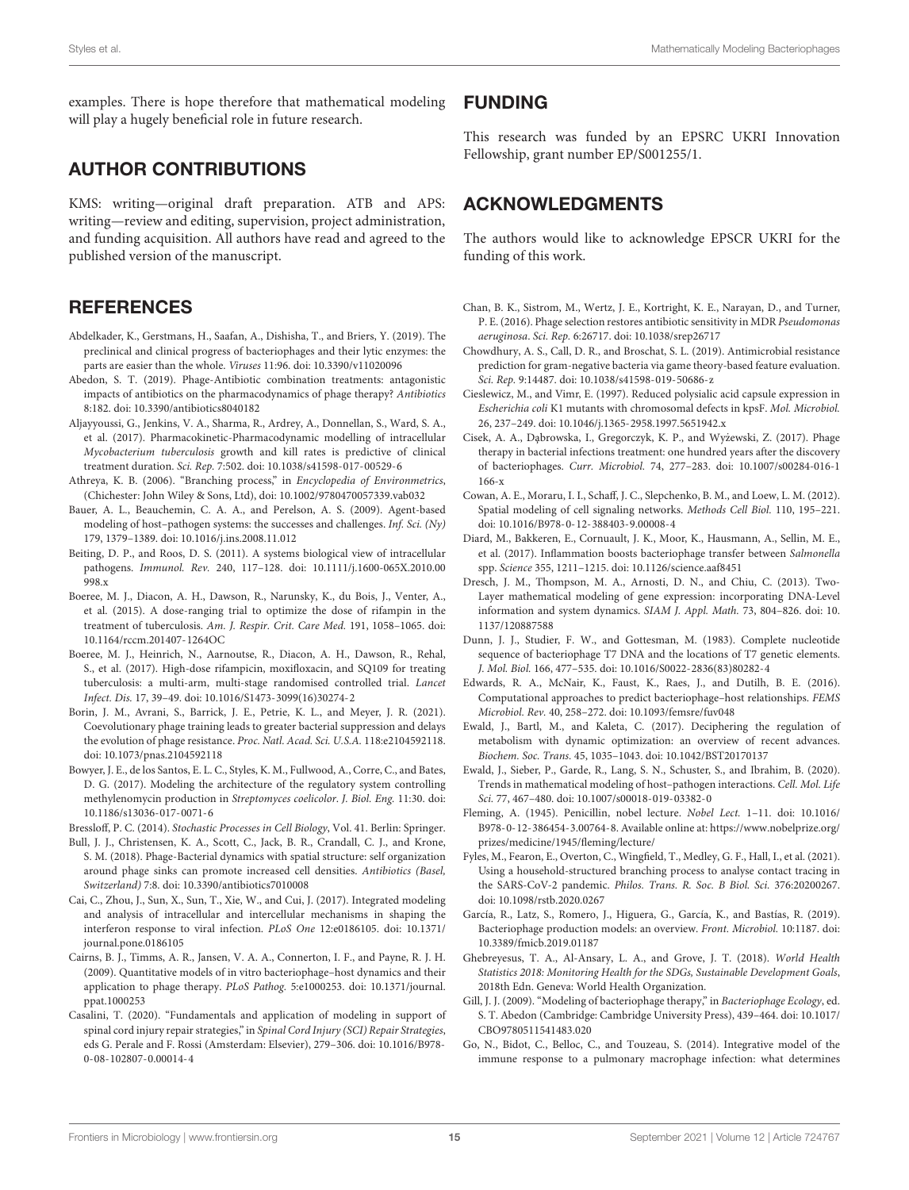examples. There is hope therefore that mathematical modeling will play a hugely beneficial role in future research.

## AUTHOR CONTRIBUTIONS

KMS: writing—original draft preparation. ATB and APS: writing—review and editing, supervision, project administration, and funding acquisition. All authors have read and agreed to the published version of the manuscript.

## FUNDING

This research was funded by an EPSRC UKRI Innovation Fellowship, grant number EP/S001255/1.

## ACKNOWLEDGMENTS

The authors would like to acknowledge EPSCR UKRI for the funding of this work.

## REFERENCES

Abdelkader, K., Gerstmans, H., Saafan, A., Dishisha, T., and Briers, Y. (2019). The preclinical and clinical progress of bacteriophages and their lytic enzymes: the parts are easier than the whole. *Viruses* 11:96. doi: 10.3390/v11020096

Abedon, S. T. (2019). Phage-Antibiotic combination treatments: antagonistic impacts of antibiotics on the pharmacodynamics of phage therapy? *Antibiotics* 8:182. doi: 10.3390/antibiotics8040182

Aljayyoussi, G., Jenkins, V. A., Sharma, R., Ardrey, A., Donnellan, S., Ward, S. A., et al. (2017). Pharmacokinetic-Pharmacodynamic modelling of intracellular *Mycobacterium tuberculosis* growth and kill rates is predictive of clinical treatment duration. *Sci. Rep.* 7:502. doi: 10.1038/s41598-017-00529-6

Athreya, K. B. (2006). "Branching process," in *Encyclopedia of Environmetrics*, (Chichester: John Wiley & Sons, Ltd), doi: 10.1002/9780470057339.vab032

Bauer, A. L., Beauchemin, C. A. A., and Perelson, A. S. (2009). Agent-based modeling of host–pathogen systems: the successes and challenges. *Inf. Sci. (Ny)* 179, 1379–1389. doi: 10.1016/j.ins.2008.11.012

Beiting, D. P., and Roos, D. S. (2011). A systems biological view of intracellular pathogens. *Immunol. Rev.* 240, 117–128. doi: 10.1111/j.1600-065X.2010.00998.x

Boeree, M. J., Diacon, A. H., Dawson, R., Narunsky, K., du Bois, J., Venter, A., et al. (2015). A dose-ranging trial to optimize the dose of rifampin in the treatment of tuberculosis. *Am. J. Respir. Crit. Care Med.* 191, 1058–1065. doi: 10.1164/rccm.201407-1264OC

Boeree, M. J., Heinrich, N., Aarnoutse, R., Diacon, A. H., Dawson, R., Rehal, S., et al. (2017). High-dose rifampicin, moxifloxacin, and SQ109 for treating tuberculosis: a multi-arm, multi-stage randomised controlled trial. *Lancet Infect. Dis.* 17, 39–49. doi: 10.1016/S1473-3099(16)30274-2

Borin, J. M., Avrani, S., Barrick, J. E., Petrie, K. L., and Meyer, J. R. (2021). Coevolutionary phage training leads to greater bacterial suppression and delays the evolution of phage resistance. *Proc. Natl. Acad. Sci. U.S.A.* 118:e2104592118. doi: 10.1073/pnas.2104592118

Bowyer, J. E., de los Santos, E. L. C., Styles, K. M., Fullwood, A., Corre, C., and Bates, D. G. (2017). Modeling the architecture of the regulatory system controlling methylenomycin production in *Streptomyces coelicolor*. *J. Biol. Eng.* 11:30. doi: 10.1186/s13036-017-0071-6

Bressloff, P. C. (2014). *Stochastic Processes in Cell Biology*, Vol. 41. Berlin: Springer.

Bull, J. J., Christensen, K. A., Scott, C., Jack, B. R., Crandall, C. J., and Krone, S. M. (2018). Phage-Bacterial dynamics with spatial structure: self organization around phage sinks can promote increased cell densities. *Antibiotics (Basel, Switzerland)* 7:8. doi: 10.3390/antibiotics7010008

Cai, C., Zhou, J., Sun, X., Sun, T., Xie, W., and Cui, J. (2017). Integrated modeling and analysis of intracellular and intercellular mechanisms in shaping the interferon response to viral infection. *PLoS One* 12:e0186105. doi: 10.1371/journal.pone.0186105

Cairns, B. J., Timms, A. R., Jansen, V. A. A., Connerton, I. F., and Payne, R. J. H. (2009). Quantitative models of in vitro bacteriophage–host dynamics and their application to phage therapy. *PLoS Pathog.* 5:e1000253. doi: 10.1371/journal.ppat.1000253

Casalini, T. (2020). "Fundamentals and application of modeling in support of spinal cord injury repair strategies," in *Spinal Cord Injury (SCI) Repair Strategies*, eds G. Perale and F. Rossi (Amsterdam: Elsevier), 279–306. doi: 10.1016/B978-0-08-102807-0.00014-4

Chan, B. K., Sistrom, M., Wertz, J. E., Kortright, K. E., Narayan, D., and Turner, P. E. (2016). Phage selection restores antibiotic sensitivity in MDR *Pseudomonas aeruginosa*. *Sci. Rep.* 6:26717. doi: 10.1038/srep26717

Chowdhury, A. S., Call, D. R., and Broschat, S. L. (2019). Antimicrobial resistance prediction for gram-negative bacteria via game theory-based feature evaluation. *Sci. Rep.* 9:14487. doi: 10.1038/s41598-019-50686-z

Cieslewicz, M., and Vimr, E. (1997). Reduced polysialic acid capsule expression in *Escherichia coli* K1 mutants with chromosomal defects in kpsF. *Mol. Microbiol.* 26, 237–249. doi: 10.1046/j.1365-2958.1997.5651942.x

Cisek, A. A., Dąbrowska, I., Gregorczyk, K. P., and Wyżewski, Z. (2017). Phage therapy in bacterial infections treatment: one hundred years after the discovery of bacteriophages. *Curr. Microbiol.* 74, 277–283. doi: 10.1007/s00284-016-1166-x

Cowan, A. E., Moraru, I. I., Schaff, J. C., Slepchenko, B. M., and Loew, L. M. (2012). Spatial modeling of cell signaling networks. *Methods Cell Biol.* 110, 195–221. doi: 10.1016/B978-0-12-388403-9.00008-4

Diard, M., Bakkeren, E., Cornuault, J. K., Moor, K., Hausmann, A., Sellin, M. E., et al. (2017). Inflammation boosts bacteriophage transfer between *Salmonella* spp. *Science* 355, 1211–1215. doi: 10.1126/science.aaf8451

Dresch, J. M., Thompson, M. A., Arnosti, D. N., and Chiu, C. (2013). Two-Layer mathematical modeling of gene expression: incorporating DNA-Level information and system dynamics. *SIAM J. Appl. Math.* 73, 804–826. doi: 10.1137/120887588

Dunn, J. J., Studier, F. W., and Gottesman, M. (1983). Complete nucleotide sequence of bacteriophage T7 DNA and the locations of T7 genetic elements. *J. Mol. Biol.* 166, 477–535. doi: 10.1016/S0022-2836(83)80282-4

Edwards, R. A., McNair, K., Faust, K., Raes, J., and Dutilh, B. E. (2016). Computational approaches to predict bacteriophage–host relationships. *FEMS Microbiol. Rev.* 40, 258–272. doi: 10.1093/femsre/fuv048

Ewald, J., Bartl, M., and Kaleta, C. (2017). Deciphering the regulation of metabolism with dynamic optimization: an overview of recent advances. *Biochem. Soc. Trans.* 45, 1035–1043. doi: 10.1042/BST20170137

Ewald, J., Sieber, P., Garde, R., Lang, S. N., Schuster, S., and Ibrahim, B. (2020). Trends in mathematical modeling of host–pathogen interactions. *Cell. Mol. Life Sci.* 77, 467–480. doi: 10.1007/s00018-019-03382-0

Fleming, A. (1945). Penicillin, nobel lecture. *Nobel Lect.* 1–11. doi: 10.1016/B978-0-12-386454-3.00764-8. Available online at: https://www.nobelprize.org/prizes/medicine/1945/fleming/lecture/

Fyles, M., Fearon, E., Overton, C., Wingfield, T., Medley, G. F., Hall, I., et al. (2021). Using a household-structured branching process to analyse contact tracing in the SARS-CoV-2 pandemic. *Philos. Trans. R. Soc. B Biol. Sci.* 376:20200267. doi: 10.1098/rstb.2020.0267

García, R., Latz, S., Romero, J., Higuera, G., García, K., and Bastías, R. (2019). Bacteriophage production models: an overview. *Front. Microbiol.* 10:1187. doi: 10.3389/fmicb.2019.01187

Ghebreyesus, T. A., Al-Ansary, L. A., and Grove, J. T. (2018). *World Health Statistics 2018: Monitoring Health for the SDGs, Sustainable Development Goals*, 2018th Edn. Geneva: World Health Organization.

Gill, J. J. (2009). "Modeling of bacteriophage therapy," in *Bacteriophage Ecology*, ed. S. T. Abedon (Cambridge: Cambridge University Press), 439–464. doi: 10.1017/CBO9780511541483.020

Go, N., Bidot, C., Belloc, C., and Touzeau, S. (2014). Integrative model of the immune response to a pulmonary macrophage infection: what determines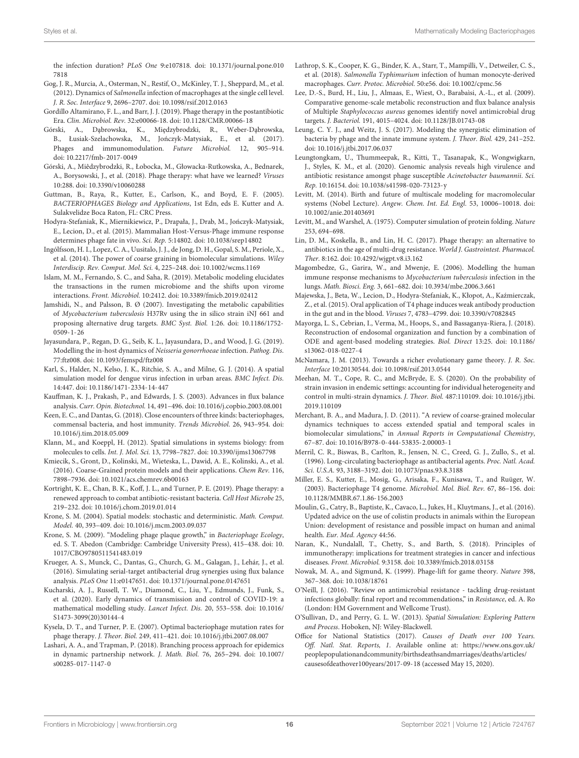the infection duration? *PLoS One* 9:e107818. doi: 10.1371/journal.pone.0107818

Gog, J. R., Murcia, A., Osterman, N., Restif, O., McKinley, T. J., Sheppard, M., et al. (2012). Dynamics of *Salmonella* infection of macrophages at the single cell level. *J. R. Soc. Interface* 9, 2696–2707. doi: 10.1098/rsif.2012.0163

Gordillo Altamirano, F. L., and Barr, J. J. (2019). Phage therapy in the postantibiotic Era. *Clin. Microbiol. Rev.* 32:e00066-18. doi: 10.1128/CMR.00066-18

Górski, A., Dąbrowska, K., Międzybrodzki, R., Weber-Dąbrowska, B., Łusiak-Szelachowska, M., Jończyk-Matysiak, E., et al. (2017). Phages and immunomodulation. *Future Microbiol.* 12, 905–914. doi: 10.2217/fmb-2017-0049

Górski, A., Miêdzybrodzki, R., Łobocka, M., Głowacka-Rutkowska, A., Bednarek, A., Borysowski, J., et al. (2018). Phage therapy: what have we learned? *Viruses* 10:288. doi: 10.3390/v10060288

Guttman, B., Raya, R., Kutter, E., Carlson, K., and Boyd, E. F. (2005). *BACTERIOPHAGES Biology and Applications*, 1st Edn, eds E. Kutter and A. Sulakvelidze Boca Raton, FL: CRC Press.

Hodyra-Stefaniak, K., Miernikiewicz, P., Drapała, J., Drab, M., Jończyk-Matysiak, E., Lecion, D., et al. (2015). Mammalian Host-Versus-Phage immune response determines phage fate in vivo. *Sci. Rep.* 5:14802. doi: 10.1038/srep14802

Ingólfsson, H. I., Lopez, C. A., Uusitalo, J. J., de Jong, D. H., Gopal, S. M., Periole, X., et al. (2014). The power of coarse graining in biomolecular simulations. *Wiley Interdiscip. Rev. Comput. Mol. Sci.* 4, 225–248. doi: 10.1002/wcms.1169

Islam, M. M., Fernando, S. C., and Saha, R. (2019). Metabolic modeling elucidates the transactions in the rumen microbiome and the shifts upon virome interactions. *Front. Microbiol.* 10:2412. doi: 10.3389/fmicb.2019.02412

Jamshidi, N., and Palsson, B. Ø (2007). Investigating the metabolic capabilities of *Mycobacterium tuberculosis* H37Rv using the in silico strain iNJ 661 and proposing alternative drug targets. *BMC Syst. Biol.* 1:26. doi: 10.1186/1752-0509-1-26

Jayasundara, P., Regan, D. G., Seib, K. L., Jayasundara, D., and Wood, J. G. (2019). Modelling the in-host dynamics of *Neisseria gonorrhoeae* infection. *Pathog. Dis.* 77:ftz008. doi: 10.1093/femspd/ftz008

Karl, S., Halder, N., Kelso, J. K., Ritchie, S. A., and Milne, G. J. (2014). A spatial simulation model for dengue virus infection in urban areas. *BMC Infect. Dis.* 14:447. doi: 10.1186/1471-2334-14-447

Kauffman, K. J., Prakash, P., and Edwards, J. S. (2003). Advances in flux balance analysis. *Curr. Opin. Biotechnol.* 14, 491–496. doi: 10.1016/j.copbio.2003.08.001

Keen, E. C., and Dantas, G. (2018). Close encounters of three kinds: bacteriophages, commensal bacteria, and host immunity. *Trends Microbiol.* 26, 943–954. doi: 10.1016/j.tim.2018.05.009

Klann, M., and Koeppl, H. (2012). Spatial simulations in systems biology: from molecules to cells. *Int. J. Mol. Sci.* 13, 7798–7827. doi: 10.3390/ijms13067798

Kmiecik, S., Gront, D., Kolinski, M., Wieteska, L., Dawid, A. E., Kolinski, A., et al. (2016). Coarse-Grained protein models and their applications. *Chem Rev.* 116, 7898–7936. doi: 10.1021/acs.chemrev.6b00163

Kortright, K. E., Chan, B. K., Koff, J. L., and Turner, P. E. (2019). Phage therapy: a renewed approach to combat antibiotic-resistant bacteria. *Cell Host Microbe* 25, 219–232. doi: 10.1016/j.chom.2019.01.014

Krone, S. M. (2004). Spatial models: stochastic and deterministic. *Math. Comput. Model.* 40, 393–409. doi: 10.1016/j.mcm.2003.09.037

Krone, S. M. (2009). "Modeling phage plaque growth," in *Bacteriophage Ecology*, ed. S. T. Abedon (Cambridge: Cambridge University Press), 415–438. doi: 10.1017/CBO9780511541483.019

Krueger, A. S., Munck, C., Dantas, G., Church, G. M., Galagan, J., Lehár, J., et al. (2016). Simulating serial-target antibacterial drug synergies using flux balance analysis. *PLoS One* 11:e0147651. doi: 10.1371/journal.pone.0147651

Kucharski, A. J., Russell, T. W., Diamond, C., Liu, Y., Edmunds, J., Funk, S., et al. (2020). Early dynamics of transmission and control of COVID-19: a mathematical modelling study. *Lancet Infect. Dis.* 20, 553–558. doi: 10.1016/S1473-3099(20)30144-4

Kysela, D. T., and Turner, P. E. (2007). Optimal bacteriophage mutation rates for phage therapy. *J. Theor. Biol.* 249, 411–421. doi: 10.1016/j.jtbi.2007.08.007

Lashari, A. A., and Trapman, P. (2018). Branching process approach for epidemics in dynamic partnership network. *J. Math. Biol.* 76, 265–294. doi: 10.1007/s00285-017-1147-0

Lathrop, S. K., Cooper, K. G., Binder, K. A., Starr, T., Mampilli, V., Detweiler, C. S., et al. (2018). *Salmonella Typhimurium* infection of human monocyte-derived macrophages. *Curr. Protoc. Microbiol.* 50:e56. doi: 10.1002/cpmc.56

Lee, D.-S., Burd, H., Liu, J., Almaas, E., Wiest, O., Barabàsi, A.-L., et al. (2009). Comparative genome-scale metabolic reconstruction and flux balance analysis of Multiple *Staphylococcus aureus* genomes identify novel antimicrobial drug targets. *J. Bacteriol.* 191, 4015–4024. doi: 10.1128/JB.01743-08

Leung, C. Y. J., and Weitz, J. S. (2017). Modeling the synergistic elimination of bacteria by phage and the innate immune system. *J. Theor. Biol.* 429, 241–252. doi: 10.1016/j.jtbi.2017.06.037

Leungtongkam, U., Thummeepak, R., Kitti, T., Tasanapak, K., Wongwigkarn, J., Styles, K. M., et al. (2020). Genomic analysis reveals high virulence and antibiotic resistance amongst phage susceptible *Acinetobacter baumannii*. *Sci. Rep.* 10:16154. doi: 10.1038/s41598-020-73123-y

Levitt, M. (2014). Birth and future of multiscale modeling for macromolecular systems (Nobel Lecture). *Angew. Chem. Int. Ed. Engl.* 53, 10006–10018. doi: 10.1002/anie.201403691

Levitt, M., and Warshel, A. (1975). Computer simulation of protein folding. *Nature* 253, 694–698.

Lin, D. M., Koskella, B., and Lin, H. C. (2017). Phage therapy: an alternative to antibiotics in the age of multi-drug resistance. *World J. Gastrointest. Pharmacol. Ther.* 8:162. doi: 10.4292/wjgpt.v8.i3.162

Magombedze, G., Garira, W., and Mwenje, E. (2006). Modelling the human immune response mechanisms to *Mycobacterium tuberculosis* infection in the lungs. *Math. Biosci. Eng.* 3, 661–682. doi: 10.3934/mbe.2006.3.661

Majewska, J., Beta, W., Lecion, D., Hodyra-Stefaniak, K., Kłopot, A., Kaźmierczak, Z., et al. (2015). Oral application of T4 phage induces weak antibody production in the gut and in the blood. *Viruses* 7, 4783–4799. doi: 10.3390/v7082845

Mayorga, L. S., Cebrian, I., Verma, M., Hoops, S., and Bassaganya-Riera, J. (2018). Reconstruction of endosomal organization and function by a combination of ODE and agent-based modeling strategies. *Biol. Direct* 13:25. doi: 10.1186/s13062-018-0227-4

McNamara, J. M. (2013). Towards a richer evolutionary game theory. *J. R. Soc. Interface* 10:20130544. doi: 10.1098/rsif.2013.0544

Meehan, M. T., Cope, R. C., and McBryde, E. S. (2020). On the probability of strain invasion in endemic settings: accounting for individual heterogeneity and control in multi-strain dynamics. *J. Theor. Biol.* 487:110109. doi: 10.1016/j.jtbi.2019.110109

Merchant, B. A., and Madura, J. D. (2011). "A review of coarse-grained molecular dynamics techniques to access extended spatial and temporal scales in biomolecular simulations," in *Annual Reports in Computational Chemistry*, 67–87. doi: 10.1016/B978-0-444-53835-2.00003-1

Merril, C. R., Biswas, B., Carlton, R., Jensen, N. C., Creed, G. J., Zullo, S., et al. (1996). Long-circulating bacteriophage as antibacterial agents. *Proc. Natl. Acad. Sci. U.S.A.* 93, 3188–3192. doi: 10.1073/pnas.93.8.3188

Miller, E. S., Kutter, E., Mosig, G., Arisaka, F., Kunisawa, T., and Rüger, W. (2003). Bacteriophage T4 genome. *Microbiol. Mol. Biol. Rev.* 67, 86–156. doi: 10.1128/MMBR.67.1.86-156.2003

Moulin, G., Catry, B., Baptiste, K., Cavaco, L., Jukes, H., Kluytmans, J., et al. (2016). Updated advice on the use of colistin products in animals within the European Union: development of resistance and possible impact on human and animal health. *Eur. Med. Agency* 44:56.

Naran, K., Nundalall, T., Chetty, S., and Barth, S. (2018). Principles of immunotherapy: implications for treatment strategies in cancer and infectious diseases. *Front. Microbiol.* 9:3158. doi: 10.3389/fmicb.2018.03158

Nowak, M. A., and Sigmund, K. (1999). Phage-lift for game theory. *Nature* 398, 367–368. doi: 10.1038/18761

O'Neill, J. (2016). "Review on antimicrobial resistance - tackling drug-resistant infections globally: final report and recommendations," in *Resistance*, ed. A. Ro (London: HM Government and Wellcome Trust).

O'Sullivan, D., and Perry, G. L. W. (2013). *Spatial Simulation: Exploring Pattern and Process*. Hoboken, NJ: Wiley-Blackwell.

Office for National Statistics (2017). *Causes of Death over 100 Years. Off. Natl. Stat. Reports, 1*. Available online at: https://www.ons.gov.uk/peoplepopulationandcommunity/birthsdeathsandmarriages/deaths/articles/causesofdeathover100years/2017-09-18 (accessed May 15, 2020).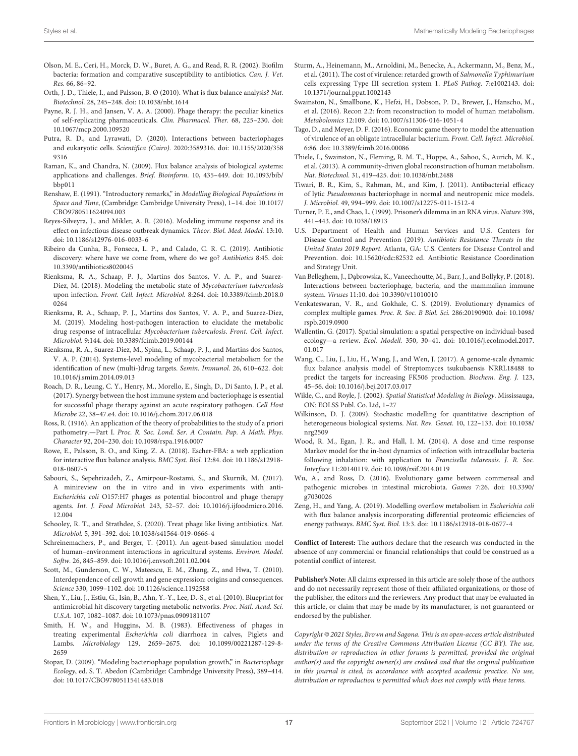Olson, M. E., Ceri, H., Morck, D. W., Buret, A. G., and Read, R. R. (2002). Biofilm bacteria: formation and comparative susceptibility to antibiotics. *Can. J. Vet. Res.* 66, 86–92.

Orth, J. D., Thiele, I., and Palsson, B. Ø (2010). What is flux balance analysis? *Nat. Biotechnol.* 28, 245–248. doi: 10.1038/nbt.1614

Payne, R. J. H., and Jansen, V. A. A. (2000). Phage therapy: the peculiar kinetics of self-replicating pharmaceuticals. *Clin. Pharmacol. Ther.* 68, 225–230. doi: 10.1067/mcp.2000.109520

Putra, R. D., and Lyrawati, D. (2020). Interactions between bacteriophages and eukaryotic cells. *Scientifica (Cairo).* 2020:3589316. doi: 10.1155/2020/3589316

Raman, K., and Chandra, N. (2009). Flux balance analysis of biological systems: applications and challenges. *Brief. Bioinform.* 10, 435–449. doi: 10.1093/bib/bbp011

Renshaw, E. (1991). "Introductory remarks," in *Modelling Biological Populations in Space and Time*, (Cambridge: Cambridge University Press), 1–14. doi: 10.1017/CBO9780511624094.003

Reyes-Silveyra, J., and Mikler, A. R. (2016). Modeling immune response and its effect on infectious disease outbreak dynamics. *Theor. Biol. Med. Model.* 13:10. doi: 10.1186/s12976-016-0033-6

Ribeiro da Cunha, B., Fonseca, L. P., and Calado, C. R. C. (2019). Antibiotic discovery: where have we come from, where do we go? *Antibiotics* 8:45. doi: 10.3390/antibiotics8020045

Rienksma, R. A., Schaap, P. J., Martins dos Santos, V. A. P., and Suarez-Diez, M. (2018). Modeling the metabolic state of *Mycobacterium tuberculosis* upon infection. *Front. Cell. Infect. Microbiol.* 8:264. doi: 10.3389/fcimb.2018.00264

Rienksma, R. A., Schaap, P. J., Martins dos Santos, V. A. P., and Suarez-Diez, M. (2019). Modeling host-pathogen interaction to elucidate the metabolic drug response of intracellular *Mycobacterium tuberculosis*. *Front. Cell. Infect. Microbiol.* 9:144. doi: 10.3389/fcimb.2019.00144

Rienksma, R. A., Suarez-Diez, M., Spina, L., Schaap, P. J., and Martins dos Santos, V. A. P. (2014). Systems-level modeling of mycobacterial metabolism for the identification of new (multi-)drug targets. *Semin. Immunol.* 26, 610–622. doi: 10.1016/j.smim.2014.09.013

Roach, D. R., Leung, C. Y., Henry, M., Morello, E., Singh, D., Di Santo, J. P., et al. (2017). Synergy between the host immune system and bacteriophage is essential for successful phage therapy against an acute respiratory pathogen. *Cell Host Microbe* 22, 38–47.e4. doi: 10.1016/j.chom.2017.06.018

Ross, R. (1916). An application of the theory of probabilities to the study of a priori pathometry.—Part I. *Proc. R. Soc. Lond. Ser. A Contain. Pap. A Math. Phys. Character* 92, 204–230. doi: 10.1098/rspa.1916.0007

Rowe, E., Palsson, B. O., and King, Z. A. (2018). Escher-FBA: a web application for interactive flux balance analysis. *BMC Syst. Biol.* 12:84. doi: 10.1186/s12918-018-0607-5

Sabouri, S., Sepehrizadeh, Z., Amirpour-Rostami, S., and Skurnik, M. (2017). A minireview on the in vitro and in vivo experiments with anti-*Escherichia coli* O157:H7 phages as potential biocontrol and phage therapy agents. *Int. J. Food Microbiol.* 243, 52–57. doi: 10.1016/j.ijfoodmicro.2016.12.004

Schooley, R. T., and Strathdee, S. (2020). Treat phage like living antibiotics. *Nat. Microbiol.* 5, 391–392. doi: 10.1038/s41564-019-0666-4

Schreinemachers, P., and Berger, T. (2011). An agent-based simulation model of human–environment interactions in agricultural systems. *Environ. Model. Softw.* 26, 845–859. doi: 10.1016/j.envsoft.2011.02.004

Scott, M., Gunderson, C. W., Mateescu, E. M., Zhang, Z., and Hwa, T. (2010). Interdependence of cell growth and gene expression: origins and consequences. *Science* 330, 1099–1102. doi: 10.1126/science.1192588

Shen, Y., Liu, J., Estiu, G., Isin, B., Ahn, Y.-Y., Lee, D.-S., et al. (2010). Blueprint for antimicrobial hit discovery targeting metabolic networks. *Proc. Natl. Acad. Sci. U.S.A.* 107, 1082–1087. doi: 10.1073/pnas.0909181107

Smith, H. W., and Huggins, M. B. (1983). Effectiveness of phages in treating experimental *Escherichia coli* diarrhoea in calves, Piglets and Lambs. *Microbiology* 129, 2659–2675. doi: 10.1099/00221287-129-8-2659

Stopar, D. (2009). "Modeling bacteriophage population growth," in *Bacteriophage Ecology*, ed. S. T. Abedon (Cambridge: Cambridge University Press), 389–414. doi: 10.1017/CBO9780511541483.018

Sturm, A., Heinemann, M., Arnoldini, M., Benecke, A., Ackermann, M., Benz, M., et al. (2011). The cost of virulence: retarded growth of *Salmonella Typhimurium* cells expressing Type III secretion system 1. *PLoS Pathog.* 7:e1002143. doi: 10.1371/journal.ppat.1002143

Swainston, N., Smallbone, K., Hefzi, H., Dobson, P. D., Brewer, J., Hanscho, M., et al. (2016). Recon 2.2: from reconstruction to model of human metabolism. *Metabolomics* 12:109. doi: 10.1007/s11306-016-1051-4

Tago, D., and Meyer, D. F. (2016). Economic game theory to model the attenuation of virulence of an obligate intracellular bacterium. *Front. Cell. Infect. Microbiol.* 6:86. doi: 10.3389/fcimb.2016.00086

Thiele, I., Swainston, N., Fleming, R. M. T., Hoppe, A., Sahoo, S., Aurich, M. K., et al. (2013). A community-driven global reconstruction of human metabolism. *Nat. Biotechnol.* 31, 419–425. doi: 10.1038/nbt.2488

Tiwari, B. R., Kim, S., Rahman, M., and Kim, J. (2011). Antibacterial efficacy of lytic *Pseudomonas* bacteriophage in normal and neutropenic mice models. *J. Microbiol.* 49, 994–999. doi: 10.1007/s12275-011-1512-4

Turner, P. E., and Chao, L. (1999). Prisoner's dilemma in an RNA virus. *Nature* 398, 441–443. doi: 10.1038/18913

U.S. Department of Health and Human Services and U.S. Centers for Disease Control and Prevention (2019). *Antibiotic Resistance Threats in the United States 2019 Report*. Atlanta, GA: U.S. Centers for Disease Control and Prevention. doi: 10.15620/cdc:82532 ed. Antibiotic Resistance Coordination and Strategy Unit.

Van Belleghem, J., Dąbrowska, K., Vaneechoutte, M., Barr, J., and Bollyky, P. (2018). Interactions between bacteriophage, bacteria, and the mammalian immune system. *Viruses* 11:10. doi: 10.3390/v11010010

Venkateswaran, V. R., and Gokhale, C. S. (2019). Evolutionary dynamics of complex multiple games. *Proc. R. Soc. B Biol. Sci.* 286:20190900. doi: 10.1098/rspb.2019.0900

Wallentin, G. (2017). Spatial simulation: a spatial perspective on individual-based ecology—a review. *Ecol. Modell.* 350, 30–41. doi: 10.1016/j.ecolmodel.2017.01.017

Wang, C., Liu, J., Liu, H., Wang, J., and Wen, J. (2017). A genome-scale dynamic flux balance analysis model of Streptomyces tsukubaensis NRRL18488 to predict the targets for increasing FK506 production. *Biochem. Eng. J.* 123, 45–56. doi: 10.1016/j.bej.2017.03.017

Wikle, C., and Royle, J. (2002). *Spatial Statistical Modeling in Biology*. Mississauga, ON: EOLSS Publ. Co. Ltd, 1–27

Wilkinson, D. J. (2009). Stochastic modelling for quantitative description of heterogeneous biological systems. *Nat. Rev. Genet.* 10, 122–133. doi: 10.1038/nrg2509

Wood, R. M., Egan, J. R., and Hall, I. M. (2014). A dose and time response Markov model for the in-host dynamics of infection with intracellular bacteria following inhalation: with application to *Francisella tularensis*. *J. R. Soc. Interface* 11:20140119. doi: 10.1098/rsif.2014.0119

Wu, A., and Ross, D. (2016). Evolutionary game between commensal and pathogenic microbes in intestinal microbiota. *Games* 7:26. doi: 10.3390/g7030026

Zeng, H., and Yang, A. (2019). Modelling overflow metabolism in *Escherichia coli* with flux balance analysis incorporating differential proteomic efficiencies of energy pathways. *BMC Syst. Biol.* 13:3. doi: 10.1186/s12918-018-0677-4

**Conflict of Interest:** The authors declare that the research was conducted in the absence of any commercial or financial relationships that could be construed as a potential conflict of interest.

**Publisher's Note:** All claims expressed in this article are solely those of the authors and do not necessarily represent those of their affiliated organizations, or those of the publisher, the editors and the reviewers. Any product that may be evaluated in this article, or claim that may be made by its manufacturer, is not guaranteed or endorsed by the publisher.

*Copyright © 2021 Styles, Brown and Sagona. This is an open-access article distributed under the terms of the Creative Commons Attribution License (CC BY). The use, distribution or reproduction in other forums is permitted, provided the original author(s) and the copyright owner(s) are credited and that the original publication in this journal is cited, in accordance with accepted academic practice. No use, distribution or reproduction is permitted which does not comply with these terms.*